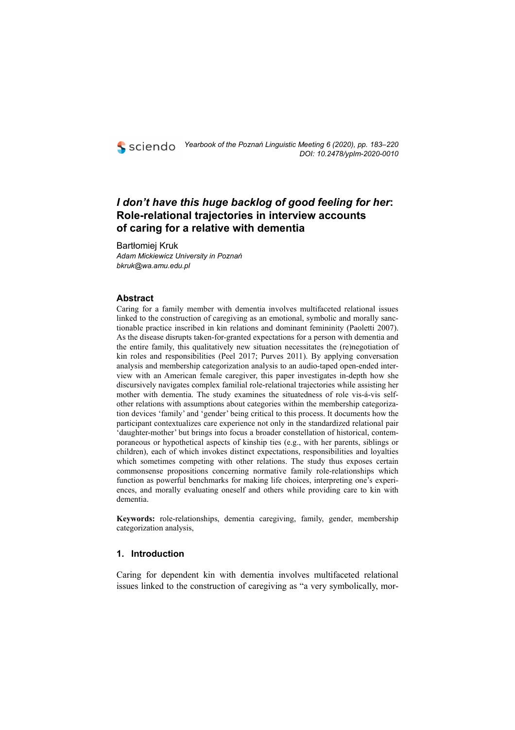# *I don't have this huge backlog of good feeling for her*: Role-relational trajectories in interview accounts of caring for a relative with dementia

Bartłomiej Kruk
*Adam Mickiewicz University in Poznań*
*bkruk@wa.amu.edu.pl*

## Abstract

Caring for a family member with dementia involves multifaceted relational issues linked to the construction of caregiving as an emotional, symbolic and morally sanctionable practice inscribed in kin relations and dominant femininity (Paoletti 2007). As the disease disrupts taken-for-granted expectations for a person with dementia and the entire family, this qualitatively new situation necessitates the (re)negotiation of kin roles and responsibilities (Peel 2017; Purves 2011). By applying conversation analysis and membership categorization analysis to an audio-taped open-ended interview with an American female caregiver, this paper investigates in-depth how she discursively navigates complex familial role-relational trajectories while assisting her mother with dementia. The study examines the situatedness of role vis-á-vis self-other relations with assumptions about categories within the membership categorization devices 'family' and 'gender' being critical to this process. It documents how the participant contextualizes care experience not only in the standardized relational pair 'daughter-mother' but brings into focus a broader constellation of historical, contemporaneous or hypothetical aspects of kinship ties (e.g., with her parents, siblings or children), each of which invokes distinct expectations, responsibilities and loyalties which sometimes competing with other relations. The study thus exposes certain commonsense propositions concerning normative family role-relationships which function as powerful benchmarks for making life choices, interpreting one's experiences, and morally evaluating oneself and others while providing care to kin with dementia.

**Keywords:** role-relationships, dementia caregiving, family, gender, membership categorization analysis,

## 1. Introduction

Caring for dependent kin with dementia involves multifaceted relational issues linked to the construction of caregiving as "a very symbolically, mor-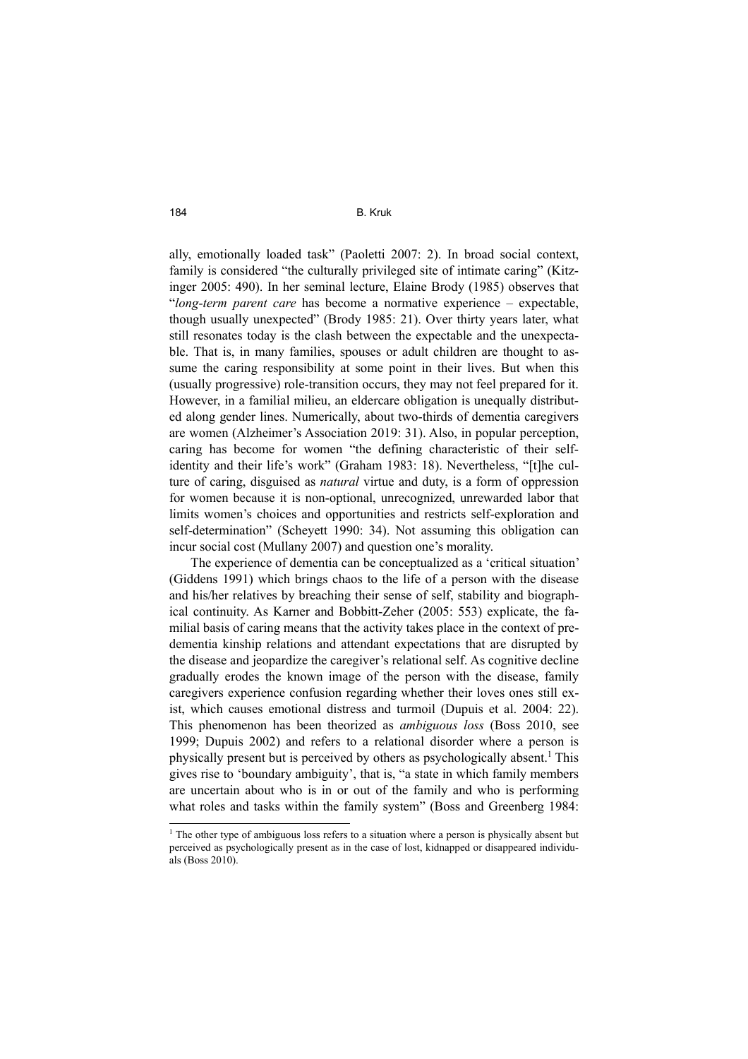ally, emotionally loaded task" (Paoletti 2007: 2). In broad social context, family is considered "the culturally privileged site of intimate caring" (Kitzinger 2005: 490). In her seminal lecture, Elaine Brody (1985) observes that "*long-term parent care* has become a normative experience – expectable, though usually unexpected" (Brody 1985: 21). Over thirty years later, what still resonates today is the clash between the expectable and the unexpectable. That is, in many families, spouses or adult children are thought to assume the caring responsibility at some point in their lives. But when this (usually progressive) role-transition occurs, they may not feel prepared for it. However, in a familial milieu, an eldercare obligation is unequally distributed along gender lines. Numerically, about two-thirds of dementia caregivers are women (Alzheimer's Association 2019: 31). Also, in popular perception, caring has become for women "the defining characteristic of their self-identity and their life's work" (Graham 1983: 18). Nevertheless, "[t]he culture of caring, disguised as *natural* virtue and duty, is a form of oppression for women because it is non-optional, unrecognized, unrewarded labor that limits women's choices and opportunities and restricts self-exploration and self-determination" (Scheyett 1990: 34). Not assuming this obligation can incur social cost (Mullany 2007) and question one's morality.

The experience of dementia can be conceptualized as a 'critical situation' (Giddens 1991) which brings chaos to the life of a person with the disease and his/her relatives by breaching their sense of self, stability and biographical continuity. As Karner and Bobbitt-Zeher (2005: 553) explicate, the familial basis of caring means that the activity takes place in the context of pre-dementia kinship relations and attendant expectations that are disrupted by the disease and jeopardize the caregiver's relational self. As cognitive decline gradually erodes the known image of the person with the disease, family caregivers experience confusion regarding whether their loves ones still exist, which causes emotional distress and turmoil (Dupuis et al. 2004: 22). This phenomenon has been theorized as *ambiguous loss* (Boss 2010, see 1999; Dupuis 2002) and refers to a relational disorder where a person is physically present but is perceived by others as psychologically absent.[1] This gives rise to 'boundary ambiguity', that is, "a state in which family members are uncertain about who is in or out of the family and who is performing what roles and tasks within the family system" (Boss and Greenberg 1984:

[1] The other type of ambiguous loss refers to a situation where a person is physically absent but perceived as psychologically present as in the case of lost, kidnapped or disappeared individuals (Boss 2010).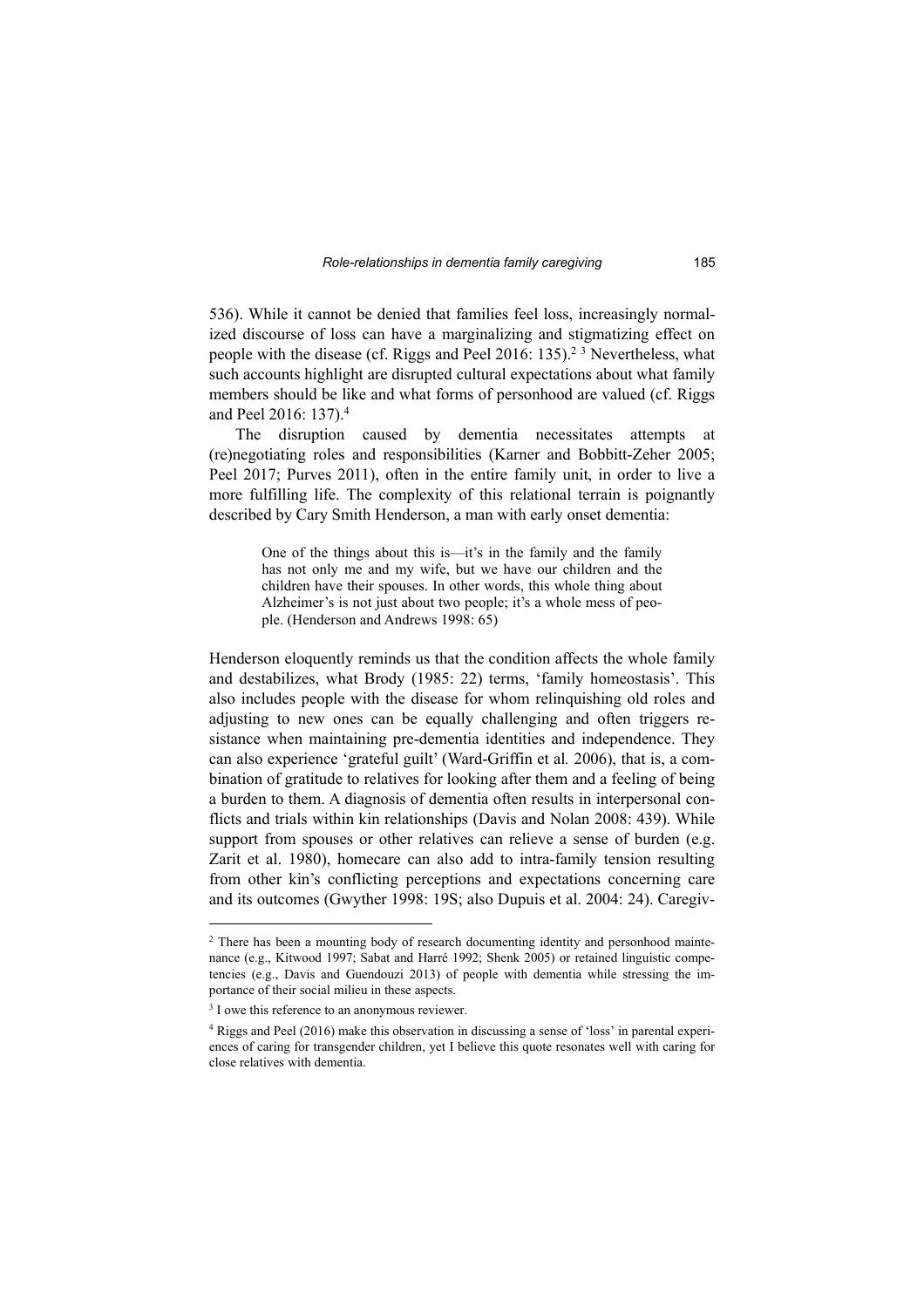536). While it cannot be denied that families feel loss, increasingly normalized discourse of loss can have a marginalizing and stigmatizing effect on people with the disease (cf. Riggs and Peel 2016: 135).[2] [3] Nevertheless, what such accounts highlight are disrupted cultural expectations about what family members should be like and what forms of personhood are valued (cf. Riggs and Peel 2016: 137).[4]

The disruption caused by dementia necessitates attempts at (re)negotiating roles and responsibilities (Karner and Bobbitt-Zeher 2005; Peel 2017; Purves 2011), often in the entire family unit, in order to live a more fulfilling life. The complexity of this relational terrain is poignantly described by Cary Smith Henderson, a man with early onset dementia:

> One of the things about this is—it's in the family and the family has not only me and my wife, but we have our children and the children have their spouses. In other words, this whole thing about Alzheimer's is not just about two people; it's a whole mess of people. (Henderson and Andrews 1998: 65)

Henderson eloquently reminds us that the condition affects the whole family and destabilizes, what Brody (1985: 22) terms, 'family homeostasis'. This also includes people with the disease for whom relinquishing old roles and adjusting to new ones can be equally challenging and often triggers resistance when maintaining pre-dementia identities and independence. They can also experience 'grateful guilt' (Ward-Griffin et al*.* 2006), that is, a combination of gratitude to relatives for looking after them and a feeling of being a burden to them. A diagnosis of dementia often results in interpersonal conflicts and trials within kin relationships (Davis and Nolan 2008: 439). While support from spouses or other relatives can relieve a sense of burden (e.g. Zarit et al. 1980), homecare can also add to intra-family tension resulting from other kin's conflicting perceptions and expectations concerning care and its outcomes (Gwyther 1998: 19S; also Dupuis et al. 2004: 24). Caregiv-

---

[2] There has been a mounting body of research documenting identity and personhood maintenance (e.g., Kitwood 1997; Sabat and Harré 1992; Shenk 2005) or retained linguistic competencies (e.g., Davis and Guendouzi 2013) of people with dementia while stressing the importance of their social milieu in these aspects.

[3] I owe this reference to an anonymous reviewer.

[4] Riggs and Peel (2016) make this observation in discussing a sense of 'loss' in parental experiences of caring for transgender children, yet I believe this quote resonates well with caring for close relatives with dementia.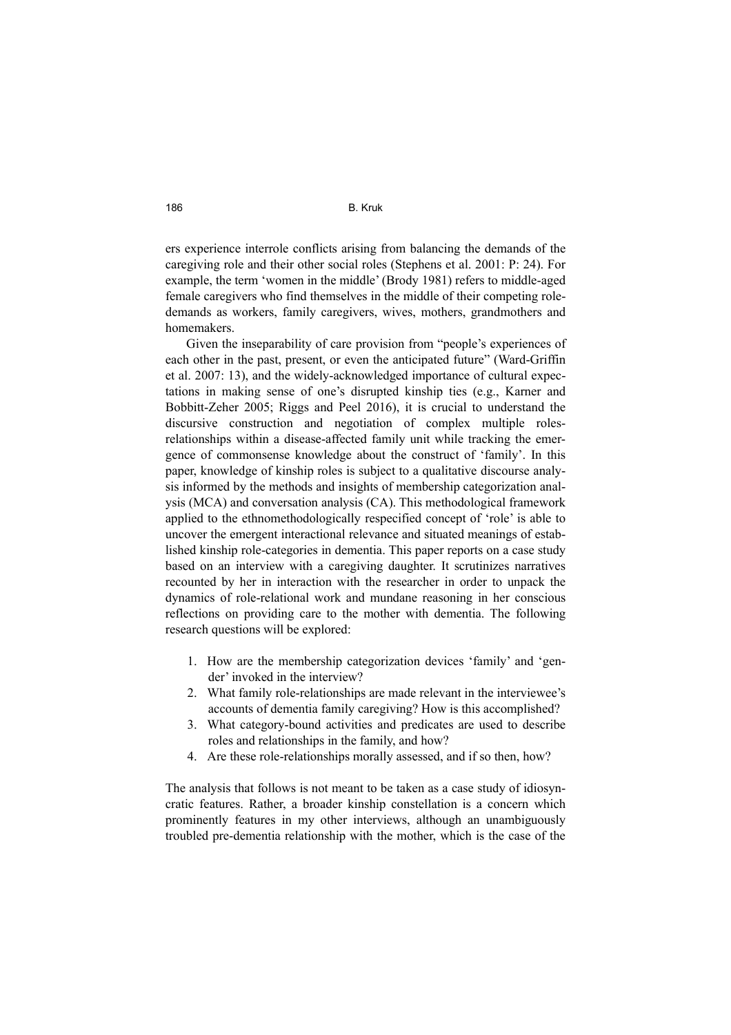ers experience interrole conflicts arising from balancing the demands of the caregiving role and their other social roles (Stephens et al. 2001: P: 24). For example, the term 'women in the middle' (Brody 1981) refers to middle-aged female caregivers who find themselves in the middle of their competing role-demands as workers, family caregivers, wives, mothers, grandmothers and homemakers.

Given the inseparability of care provision from "people's experiences of each other in the past, present, or even the anticipated future" (Ward-Griffin et al. 2007: 13), and the widely-acknowledged importance of cultural expectations in making sense of one's disrupted kinship ties (e.g., Karner and Bobbitt-Zeher 2005; Riggs and Peel 2016), it is crucial to understand the discursive construction and negotiation of complex multiple roles-relationships within a disease-affected family unit while tracking the emergence of commonsense knowledge about the construct of 'family'. In this paper, knowledge of kinship roles is subject to a qualitative discourse analysis informed by the methods and insights of membership categorization analysis (MCA) and conversation analysis (CA). This methodological framework applied to the ethnomethodologically respecified concept of 'role' is able to uncover the emergent interactional relevance and situated meanings of established kinship role-categories in dementia. This paper reports on a case study based on an interview with a caregiving daughter. It scrutinizes narratives recounted by her in interaction with the researcher in order to unpack the dynamics of role-relational work and mundane reasoning in her conscious reflections on providing care to the mother with dementia. The following research questions will be explored:

1. How are the membership categorization devices 'family' and 'gender' invoked in the interview?
2. What family role-relationships are made relevant in the interviewee's accounts of dementia family caregiving? How is this accomplished?
3. What category-bound activities and predicates are used to describe roles and relationships in the family, and how?
4. Are these role-relationships morally assessed, and if so then, how?

The analysis that follows is not meant to be taken as a case study of idiosyncratic features. Rather, a broader kinship constellation is a concern which prominently features in my other interviews, although an unambiguously troubled pre-dementia relationship with the mother, which is the case of the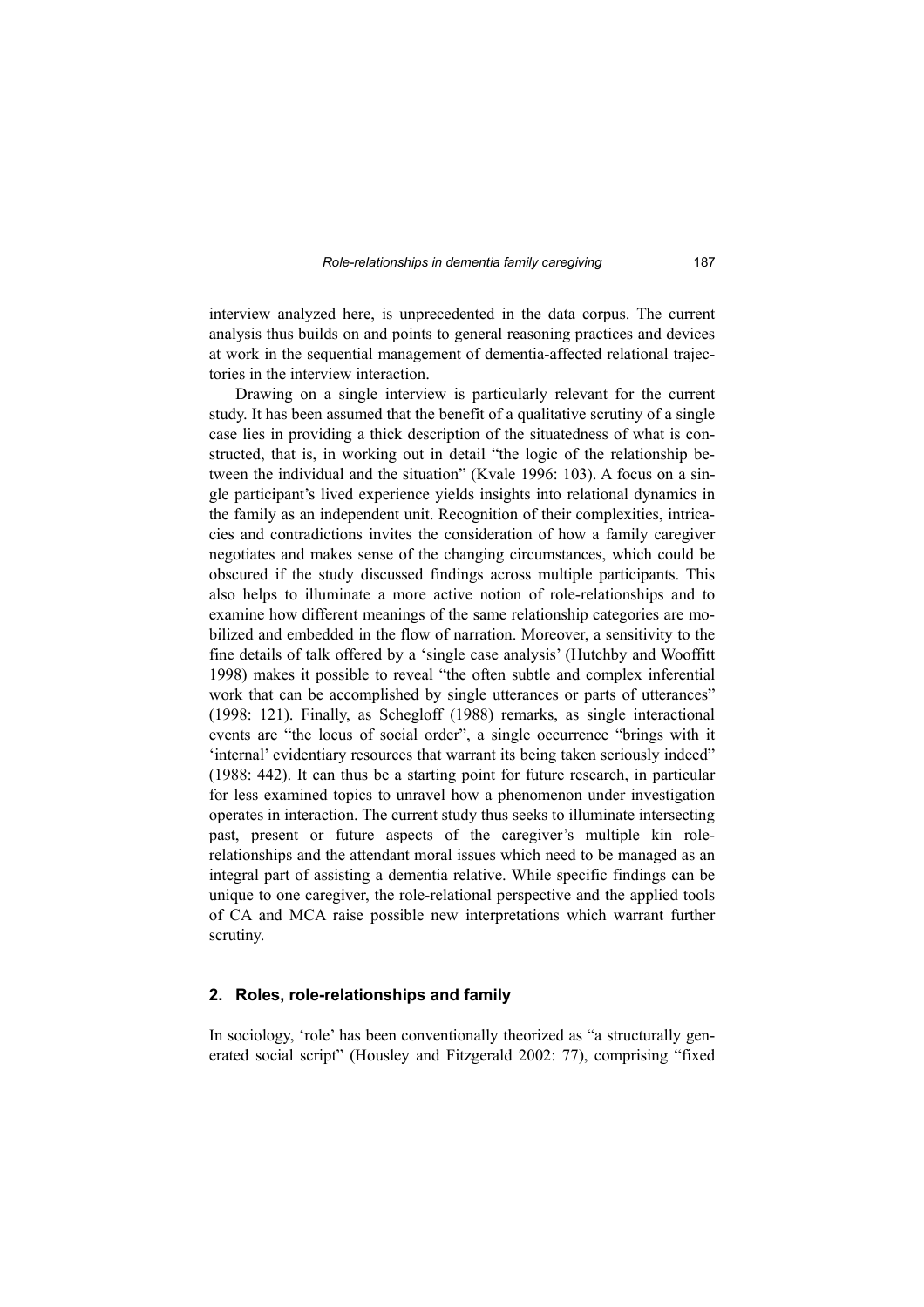interview analyzed here, is unprecedented in the data corpus. The current analysis thus builds on and points to general reasoning practices and devices at work in the sequential management of dementia-affected relational trajectories in the interview interaction.

Drawing on a single interview is particularly relevant for the current study. It has been assumed that the benefit of a qualitative scrutiny of a single case lies in providing a thick description of the situatedness of what is constructed, that is, in working out in detail "the logic of the relationship between the individual and the situation" (Kvale 1996: 103). A focus on a single participant's lived experience yields insights into relational dynamics in the family as an independent unit. Recognition of their complexities, intricacies and contradictions invites the consideration of how a family caregiver negotiates and makes sense of the changing circumstances, which could be obscured if the study discussed findings across multiple participants. This also helps to illuminate a more active notion of role-relationships and to examine how different meanings of the same relationship categories are mobilized and embedded in the flow of narration. Moreover, a sensitivity to the fine details of talk offered by a 'single case analysis' (Hutchby and Wooffitt 1998) makes it possible to reveal "the often subtle and complex inferential work that can be accomplished by single utterances or parts of utterances" (1998: 121). Finally, as Schegloff (1988) remarks, as single interactional events are "the locus of social order", a single occurrence "brings with it 'internal' evidentiary resources that warrant its being taken seriously indeed" (1988: 442). It can thus be a starting point for future research, in particular for less examined topics to unravel how a phenomenon under investigation operates in interaction. The current study thus seeks to illuminate intersecting past, present or future aspects of the caregiver's multiple kin role-relationships and the attendant moral issues which need to be managed as an integral part of assisting a dementia relative. While specific findings can be unique to one caregiver, the role-relational perspective and the applied tools of CA and MCA raise possible new interpretations which warrant further scrutiny.

## 2. Roles, role-relationships and family

In sociology, 'role' has been conventionally theorized as "a structurally generated social script" (Housley and Fitzgerald 2002: 77), comprising "fixed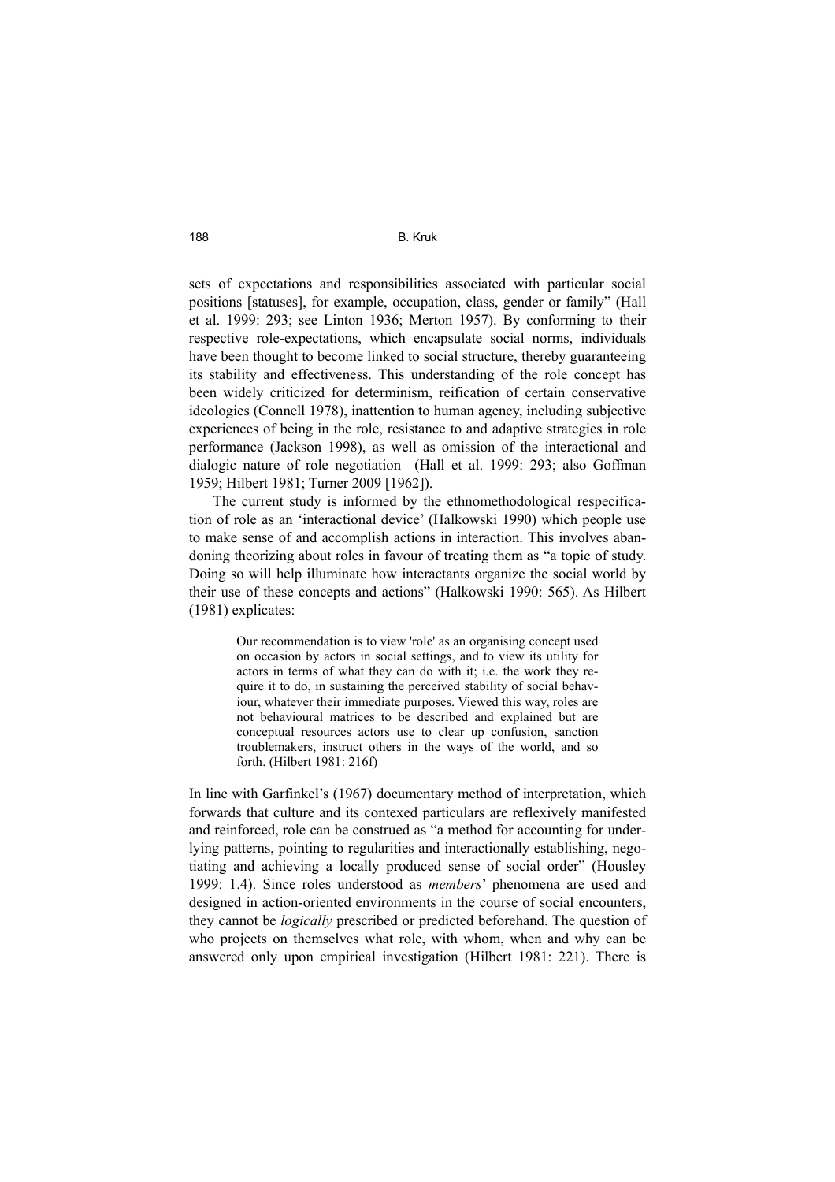sets of expectations and responsibilities associated with particular social positions [statuses], for example, occupation, class, gender or family" (Hall et al. 1999: 293; see Linton 1936; Merton 1957). By conforming to their respective role-expectations, which encapsulate social norms, individuals have been thought to become linked to social structure, thereby guaranteeing its stability and effectiveness. This understanding of the role concept has been widely criticized for determinism, reification of certain conservative ideologies (Connell 1978), inattention to human agency, including subjective experiences of being in the role, resistance to and adaptive strategies in role performance (Jackson 1998), as well as omission of the interactional and dialogic nature of role negotiation (Hall et al. 1999: 293; also Goffman 1959; Hilbert 1981; Turner 2009 [1962]).

The current study is informed by the ethnomethodological respecification of role as an 'interactional device' (Halkowski 1990) which people use to make sense of and accomplish actions in interaction. This involves abandoning theorizing about roles in favour of treating them as "a topic of study. Doing so will help illuminate how interactants organize the social world by their use of these concepts and actions" (Halkowski 1990: 565). As Hilbert (1981) explicates:

> Our recommendation is to view 'role' as an organising concept used on occasion by actors in social settings, and to view its utility for actors in terms of what they can do with it; i.e. the work they require it to do, in sustaining the perceived stability of social behaviour, whatever their immediate purposes. Viewed this way, roles are not behavioural matrices to be described and explained but are conceptual resources actors use to clear up confusion, sanction troublemakers, instruct others in the ways of the world, and so forth. (Hilbert 1981: 216f)

In line with Garfinkel's (1967) documentary method of interpretation, which forwards that culture and its contexed particulars are reflexively manifested and reinforced, role can be construed as "a method for accounting for underlying patterns, pointing to regularities and interactionally establishing, negotiating and achieving a locally produced sense of social order" (Housley 1999: 1.4). Since roles understood as *members*' phenomena are used and designed in action-oriented environments in the course of social encounters, they cannot be *logically* prescribed or predicted beforehand. The question of who projects on themselves what role, with whom, when and why can be answered only upon empirical investigation (Hilbert 1981: 221). There is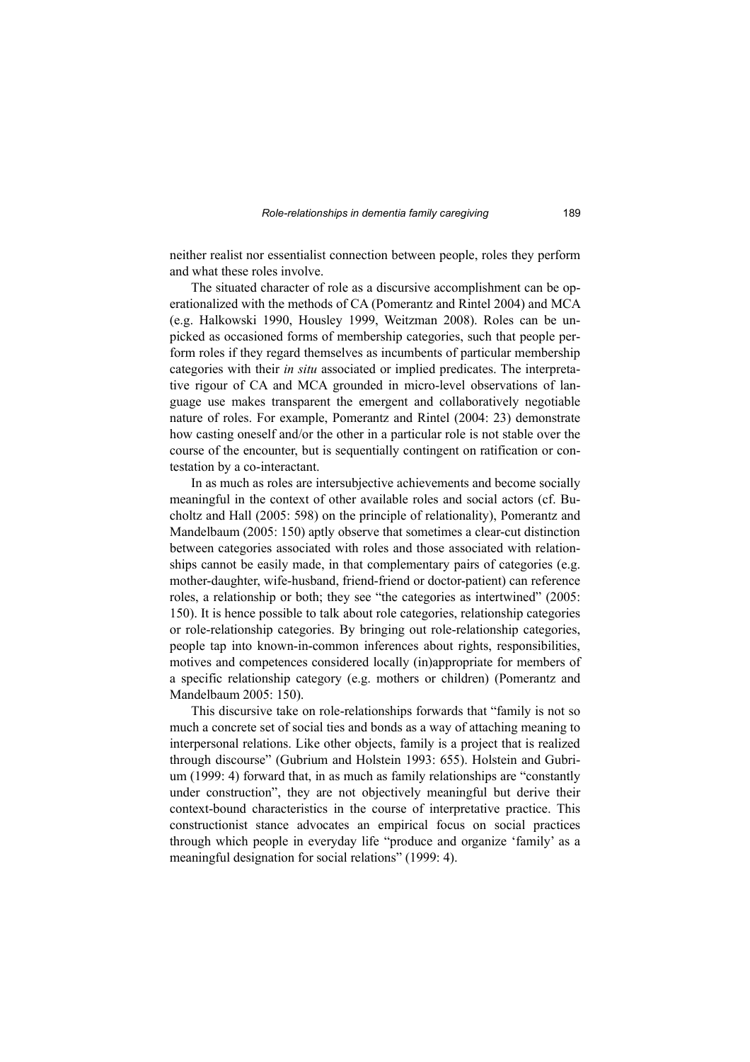neither realist nor essentialist connection between people, roles they perform and what these roles involve.

The situated character of role as a discursive accomplishment can be operationalized with the methods of CA (Pomerantz and Rintel 2004) and MCA (e.g. Halkowski 1990, Housley 1999, Weitzman 2008). Roles can be unpicked as occasioned forms of membership categories, such that people perform roles if they regard themselves as incumbents of particular membership categories with their *in situ* associated or implied predicates. The interpretative rigour of CA and MCA grounded in micro-level observations of language use makes transparent the emergent and collaboratively negotiable nature of roles. For example, Pomerantz and Rintel (2004: 23) demonstrate how casting oneself and/or the other in a particular role is not stable over the course of the encounter, but is sequentially contingent on ratification or contestation by a co-interactant.

In as much as roles are intersubjective achievements and become socially meaningful in the context of other available roles and social actors (cf. Bucholtz and Hall (2005: 598) on the principle of relationality), Pomerantz and Mandelbaum (2005: 150) aptly observe that sometimes a clear-cut distinction between categories associated with roles and those associated with relationships cannot be easily made, in that complementary pairs of categories (e.g. mother-daughter, wife-husband, friend-friend or doctor-patient) can reference roles, a relationship or both; they see "the categories as intertwined" (2005: 150). It is hence possible to talk about role categories, relationship categories or role-relationship categories. By bringing out role-relationship categories, people tap into known-in-common inferences about rights, responsibilities, motives and competences considered locally (in)appropriate for members of a specific relationship category (e.g. mothers or children) (Pomerantz and Mandelbaum 2005: 150).

This discursive take on role-relationships forwards that "family is not so much a concrete set of social ties and bonds as a way of attaching meaning to interpersonal relations. Like other objects, family is a project that is realized through discourse" (Gubrium and Holstein 1993: 655). Holstein and Gubrium (1999: 4) forward that, in as much as family relationships are "constantly under construction", they are not objectively meaningful but derive their context-bound characteristics in the course of interpretative practice. This constructionist stance advocates an empirical focus on social practices through which people in everyday life "produce and organize 'family' as a meaningful designation for social relations" (1999: 4).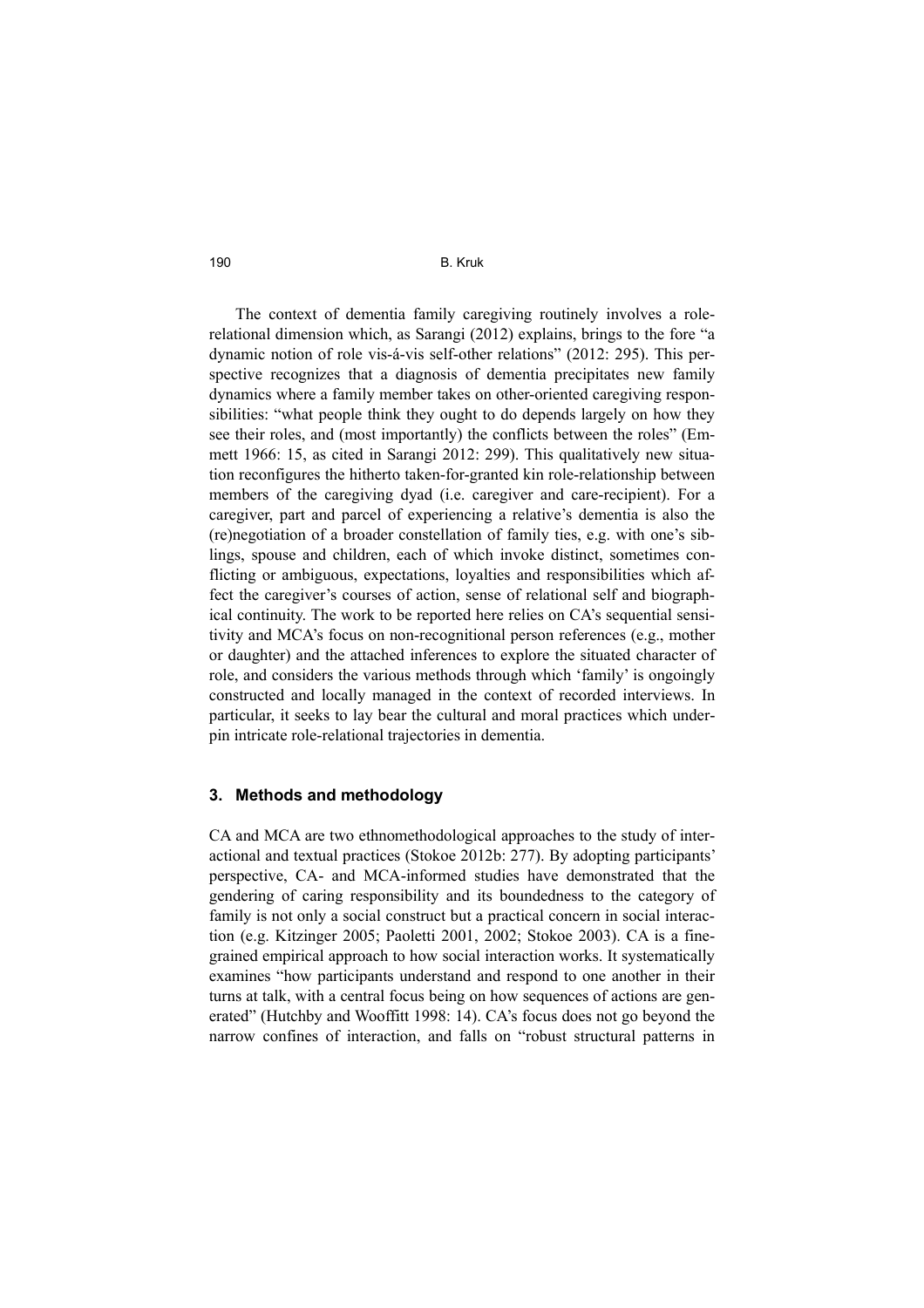The context of dementia family caregiving routinely involves a role-relational dimension which, as Sarangi (2012) explains, brings to the fore "a dynamic notion of role vis-á-vis self-other relations" (2012: 295). This perspective recognizes that a diagnosis of dementia precipitates new family dynamics where a family member takes on other-oriented caregiving responsibilities: "what people think they ought to do depends largely on how they see their roles, and (most importantly) the conflicts between the roles" (Emmett 1966: 15, as cited in Sarangi 2012: 299). This qualitatively new situation reconfigures the hitherto taken-for-granted kin role-relationship between members of the caregiving dyad (i.e. caregiver and care-recipient). For a caregiver, part and parcel of experiencing a relative's dementia is also the (re)negotiation of a broader constellation of family ties, e.g. with one's siblings, spouse and children, each of which invoke distinct, sometimes conflicting or ambiguous, expectations, loyalties and responsibilities which affect the caregiver's courses of action, sense of relational self and biographical continuity. The work to be reported here relies on CA's sequential sensitivity and MCA's focus on non-recognitional person references (e.g., mother or daughter) and the attached inferences to explore the situated character of role, and considers the various methods through which 'family' is ongoingly constructed and locally managed in the context of recorded interviews. In particular, it seeks to lay bear the cultural and moral practices which underpin intricate role-relational trajectories in dementia.

## 3. Methods and methodology

CA and MCA are two ethnomethodological approaches to the study of interactional and textual practices (Stokoe 2012b: 277). By adopting participants' perspective, CA- and MCA-informed studies have demonstrated that the gendering of caring responsibility and its boundedness to the category of family is not only a social construct but a practical concern in social interaction (e.g. Kitzinger 2005; Paoletti 2001, 2002; Stokoe 2003). CA is a fine-grained empirical approach to how social interaction works. It systematically examines "how participants understand and respond to one another in their turns at talk, with a central focus being on how sequences of actions are generated" (Hutchby and Wooffitt 1998: 14). CA's focus does not go beyond the narrow confines of interaction, and falls on "robust structural patterns in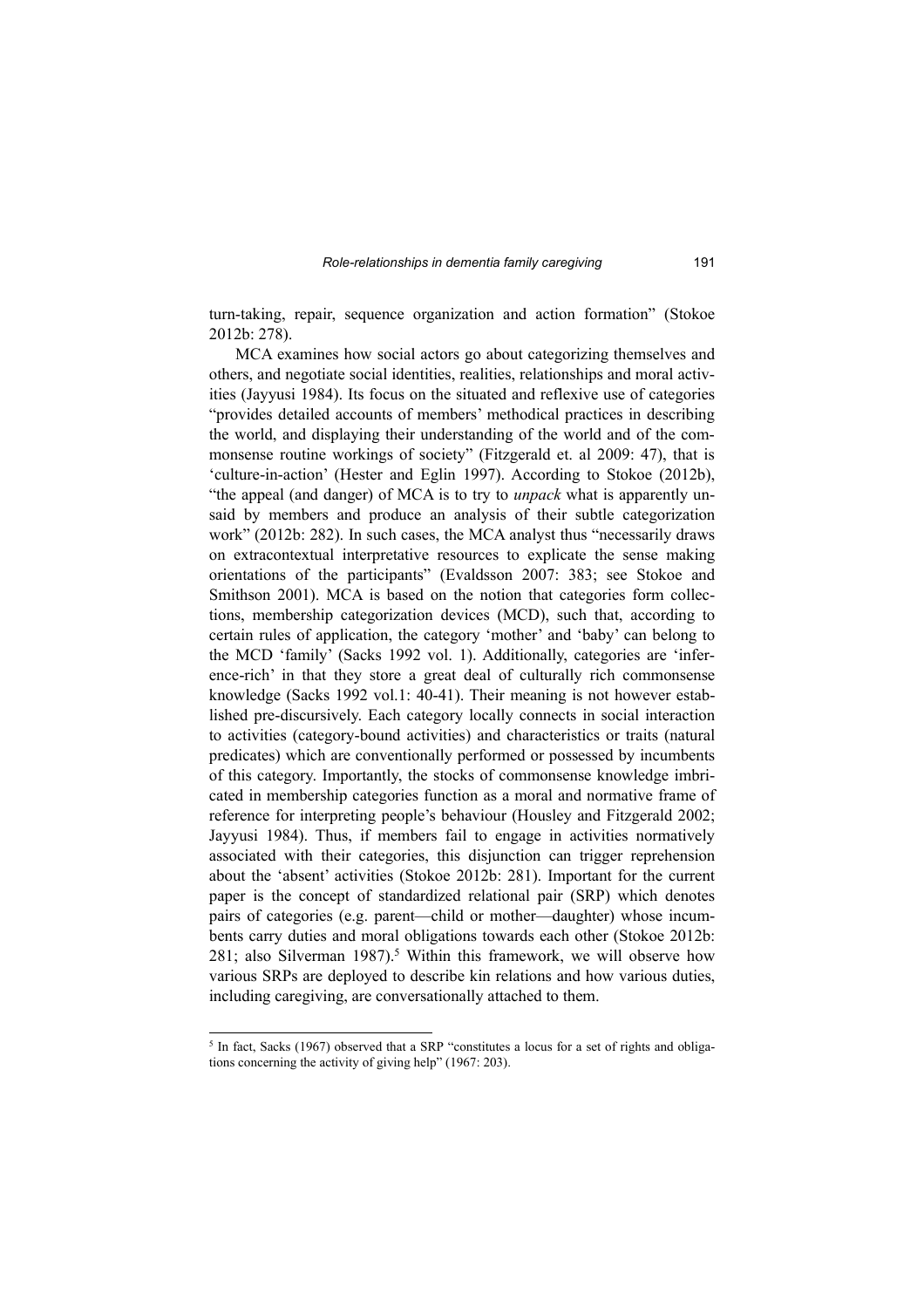turn-taking, repair, sequence organization and action formation" (Stokoe 2012b: 278).

MCA examines how social actors go about categorizing themselves and others, and negotiate social identities, realities, relationships and moral activities (Jayyusi 1984). Its focus on the situated and reflexive use of categories "provides detailed accounts of members' methodical practices in describing the world, and displaying their understanding of the world and of the commonsense routine workings of society" (Fitzgerald et. al 2009: 47), that is 'culture-in-action' (Hester and Eglin 1997). According to Stokoe (2012b), "the appeal (and danger) of MCA is to try to *unpack* what is apparently unsaid by members and produce an analysis of their subtle categorization work" (2012b: 282). In such cases, the MCA analyst thus "necessarily draws on extracontextual interpretative resources to explicate the sense making orientations of the participants" (Evaldsson 2007: 383; see Stokoe and Smithson 2001). MCA is based on the notion that categories form collections, membership categorization devices (MCD), such that, according to certain rules of application, the category 'mother' and 'baby' can belong to the MCD 'family' (Sacks 1992 vol. 1). Additionally, categories are 'inference-rich' in that they store a great deal of culturally rich commonsense knowledge (Sacks 1992 vol.1: 40-41). Their meaning is not however established pre-discursively. Each category locally connects in social interaction to activities (category-bound activities) and characteristics or traits (natural predicates) which are conventionally performed or possessed by incumbents of this category. Importantly, the stocks of commonsense knowledge imbricated in membership categories function as a moral and normative frame of reference for interpreting people's behaviour (Housley and Fitzgerald 2002; Jayyusi 1984). Thus, if members fail to engage in activities normatively associated with their categories, this disjunction can trigger reprehension about the 'absent' activities (Stokoe 2012b: 281). Important for the current paper is the concept of standardized relational pair (SRP) which denotes pairs of categories (e.g. parent—child or mother—daughter) whose incumbents carry duties and moral obligations towards each other (Stokoe 2012b: 281; also Silverman 1987).[5] Within this framework, we will observe how various SRPs are deployed to describe kin relations and how various duties, including caregiving, are conversationally attached to them.

---

[5] In fact, Sacks (1967) observed that a SRP "constitutes a locus for a set of rights and obligations concerning the activity of giving help" (1967: 203).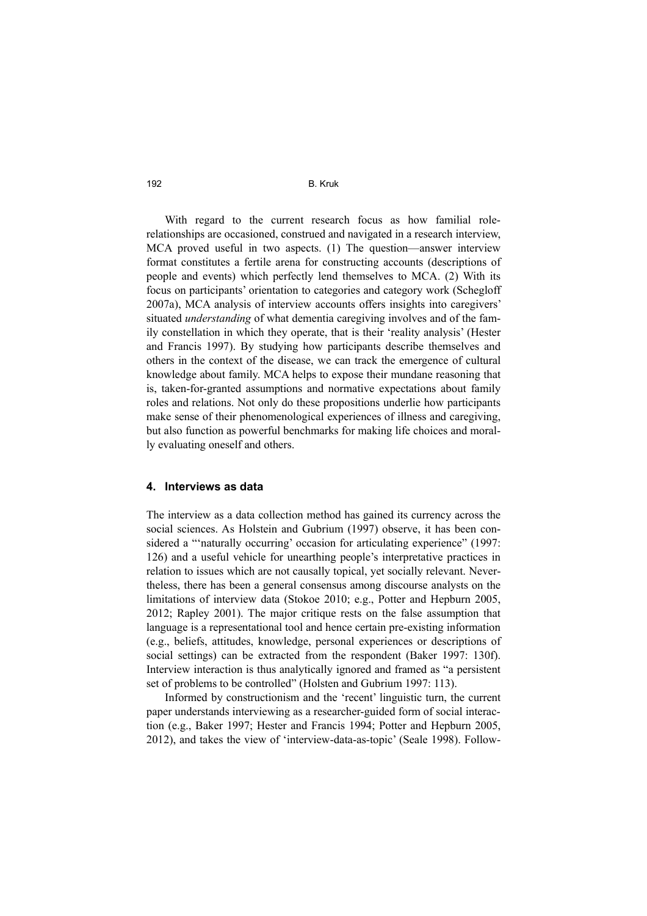With regard to the current research focus as how familial role-relationships are occasioned, construed and navigated in a research interview, MCA proved useful in two aspects. (1) The question—answer interview format constitutes a fertile arena for constructing accounts (descriptions of people and events) which perfectly lend themselves to MCA. (2) With its focus on participants' orientation to categories and category work (Schegloff 2007a), MCA analysis of interview accounts offers insights into caregivers' situated *understanding* of what dementia caregiving involves and of the family constellation in which they operate, that is their 'reality analysis' (Hester and Francis 1997). By studying how participants describe themselves and others in the context of the disease, we can track the emergence of cultural knowledge about family. MCA helps to expose their mundane reasoning that is, taken-for-granted assumptions and normative expectations about family roles and relations. Not only do these propositions underlie how participants make sense of their phenomenological experiences of illness and caregiving, but also function as powerful benchmarks for making life choices and morally evaluating oneself and others.

## 4. Interviews as data

The interview as a data collection method has gained its currency across the social sciences. As Holstein and Gubrium (1997) observe, it has been considered a "'naturally occurring' occasion for articulating experience" (1997: 126) and a useful vehicle for unearthing people's interpretative practices in relation to issues which are not causally topical, yet socially relevant. Nevertheless, there has been a general consensus among discourse analysts on the limitations of interview data (Stokoe 2010; e.g., Potter and Hepburn 2005, 2012; Rapley 2001). The major critique rests on the false assumption that language is a representational tool and hence certain pre-existing information (e.g., beliefs, attitudes, knowledge, personal experiences or descriptions of social settings) can be extracted from the respondent (Baker 1997: 130f). Interview interaction is thus analytically ignored and framed as "a persistent set of problems to be controlled" (Holsten and Gubrium 1997: 113).

Informed by constructionism and the 'recent' linguistic turn, the current paper understands interviewing as a researcher-guided form of social interaction (e.g., Baker 1997; Hester and Francis 1994; Potter and Hepburn 2005, 2012), and takes the view of 'interview-data-as-topic' (Seale 1998). Follow-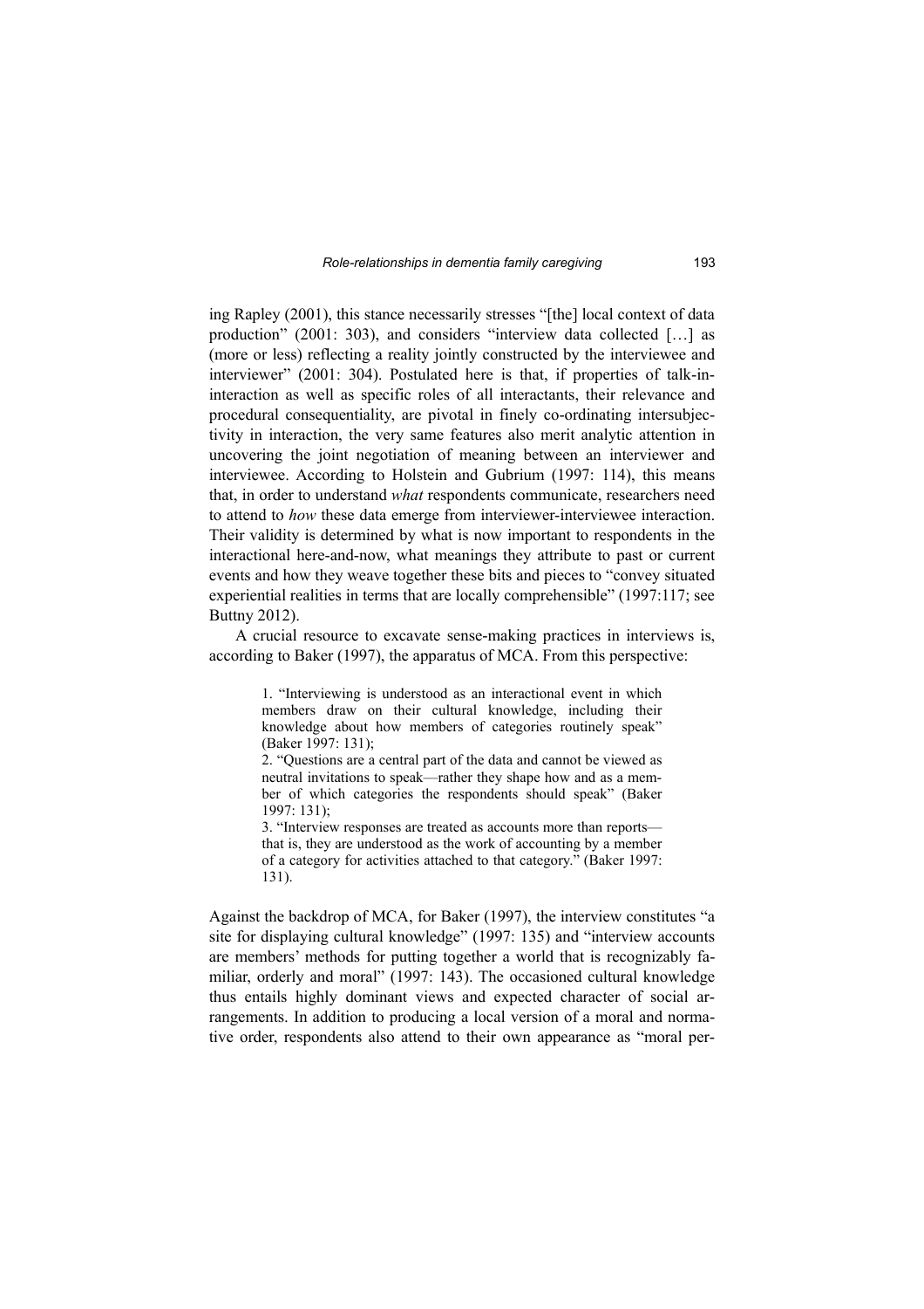ing Rapley (2001), this stance necessarily stresses "[the] local context of data production" (2001: 303), and considers "interview data collected […] as (more or less) reflecting a reality jointly constructed by the interviewee and interviewer" (2001: 304). Postulated here is that, if properties of talk-in-interaction as well as specific roles of all interactants, their relevance and procedural consequentiality, are pivotal in finely co-ordinating intersubjectivity in interaction, the very same features also merit analytic attention in uncovering the joint negotiation of meaning between an interviewer and interviewee. According to Holstein and Gubrium (1997: 114), this means that, in order to understand *what* respondents communicate, researchers need to attend to *how* these data emerge from interviewer-interviewee interaction. Their validity is determined by what is now important to respondents in the interactional here-and-now, what meanings they attribute to past or current events and how they weave together these bits and pieces to "convey situated experiential realities in terms that are locally comprehensible" (1997:117; see Buttny 2012).

A crucial resource to excavate sense-making practices in interviews is, according to Baker (1997), the apparatus of MCA. From this perspective:

> 1. "Interviewing is understood as an interactional event in which members draw on their cultural knowledge, including their knowledge about how members of categories routinely speak" (Baker 1997: 131);
> 2. "Questions are a central part of the data and cannot be viewed as neutral invitations to speak—rather they shape how and as a member of which categories the respondents should speak" (Baker 1997: 131);
> 3. "Interview responses are treated as accounts more than reports—that is, they are understood as the work of accounting by a member of a category for activities attached to that category." (Baker 1997: 131).

Against the backdrop of MCA, for Baker (1997), the interview constitutes "a site for displaying cultural knowledge" (1997: 135) and "interview accounts are members' methods for putting together a world that is recognizably familiar, orderly and moral" (1997: 143). The occasioned cultural knowledge thus entails highly dominant views and expected character of social arrangements. In addition to producing a local version of a moral and normative order, respondents also attend to their own appearance as "moral per-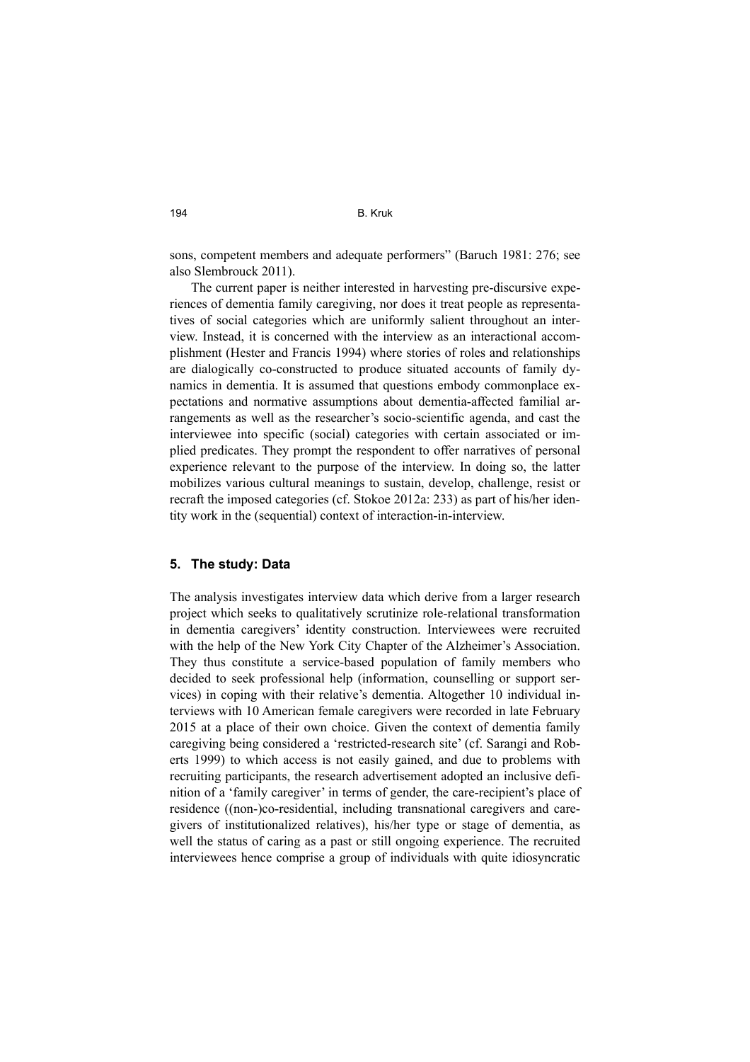sons, competent members and adequate performers" (Baruch 1981: 276; see also Slembrouck 2011).

The current paper is neither interested in harvesting pre-discursive experiences of dementia family caregiving, nor does it treat people as representatives of social categories which are uniformly salient throughout an interview. Instead, it is concerned with the interview as an interactional accomplishment (Hester and Francis 1994) where stories of roles and relationships are dialogically co-constructed to produce situated accounts of family dynamics in dementia. It is assumed that questions embody commonplace expectations and normative assumptions about dementia-affected familial arrangements as well as the researcher's socio-scientific agenda, and cast the interviewee into specific (social) categories with certain associated or implied predicates. They prompt the respondent to offer narratives of personal experience relevant to the purpose of the interview. In doing so, the latter mobilizes various cultural meanings to sustain, develop, challenge, resist or recraft the imposed categories (cf. Stokoe 2012a: 233) as part of his/her identity work in the (sequential) context of interaction-in-interview.

## 5. The study: Data

The analysis investigates interview data which derive from a larger research project which seeks to qualitatively scrutinize role-relational transformation in dementia caregivers' identity construction. Interviewees were recruited with the help of the New York City Chapter of the Alzheimer's Association. They thus constitute a service-based population of family members who decided to seek professional help (information, counselling or support services) in coping with their relative's dementia. Altogether 10 individual interviews with 10 American female caregivers were recorded in late February 2015 at a place of their own choice. Given the context of dementia family caregiving being considered a 'restricted-research site' (cf. Sarangi and Roberts 1999) to which access is not easily gained, and due to problems with recruiting participants, the research advertisement adopted an inclusive definition of a 'family caregiver' in terms of gender, the care-recipient's place of residence ((non-)co-residential, including transnational caregivers and caregivers of institutionalized relatives), his/her type or stage of dementia, as well the status of caring as a past or still ongoing experience. The recruited interviewees hence comprise a group of individuals with quite idiosyncratic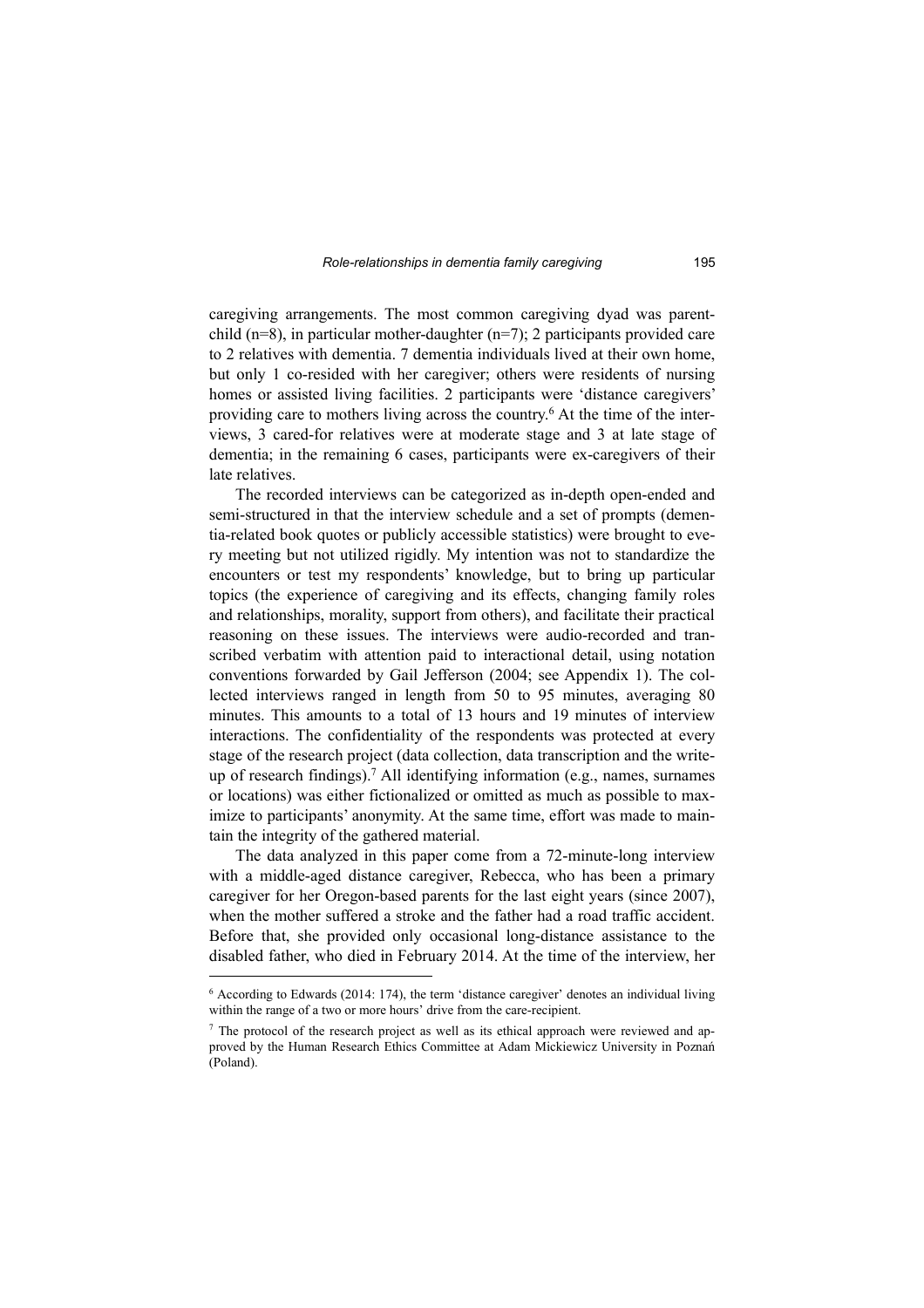caregiving arrangements. The most common caregiving dyad was parent-child (n=8), in particular mother-daughter (n=7); 2 participants provided care to 2 relatives with dementia. 7 dementia individuals lived at their own home, but only 1 co-resided with her caregiver; others were residents of nursing homes or assisted living facilities. 2 participants were 'distance caregivers' providing care to mothers living across the country.[6] At the time of the interviews, 3 cared-for relatives were at moderate stage and 3 at late stage of dementia; in the remaining 6 cases, participants were ex-caregivers of their late relatives.

The recorded interviews can be categorized as in-depth open-ended and semi-structured in that the interview schedule and a set of prompts (dementia-related book quotes or publicly accessible statistics) were brought to every meeting but not utilized rigidly. My intention was not to standardize the encounters or test my respondents' knowledge, but to bring up particular topics (the experience of caregiving and its effects, changing family roles and relationships, morality, support from others), and facilitate their practical reasoning on these issues. The interviews were audio-recorded and transcribed verbatim with attention paid to interactional detail, using notation conventions forwarded by Gail Jefferson (2004; see Appendix 1). The collected interviews ranged in length from 50 to 95 minutes, averaging 80 minutes. This amounts to a total of 13 hours and 19 minutes of interview interactions. The confidentiality of the respondents was protected at every stage of the research project (data collection, data transcription and the write-up of research findings).[7] All identifying information (e.g., names, surnames or locations) was either fictionalized or omitted as much as possible to maximize to participants' anonymity. At the same time, effort was made to maintain the integrity of the gathered material.

The data analyzed in this paper come from a 72-minute-long interview with a middle-aged distance caregiver, Rebecca, who has been a primary caregiver for her Oregon-based parents for the last eight years (since 2007), when the mother suffered a stroke and the father had a road traffic accident. Before that, she provided only occasional long-distance assistance to the disabled father, who died in February 2014. At the time of the interview, her

---

[6] According to Edwards (2014: 174), the term 'distance caregiver' denotes an individual living within the range of a two or more hours' drive from the care-recipient.

[7] The protocol of the research project as well as its ethical approach were reviewed and approved by the Human Research Ethics Committee at Adam Mickiewicz University in Poznań (Poland).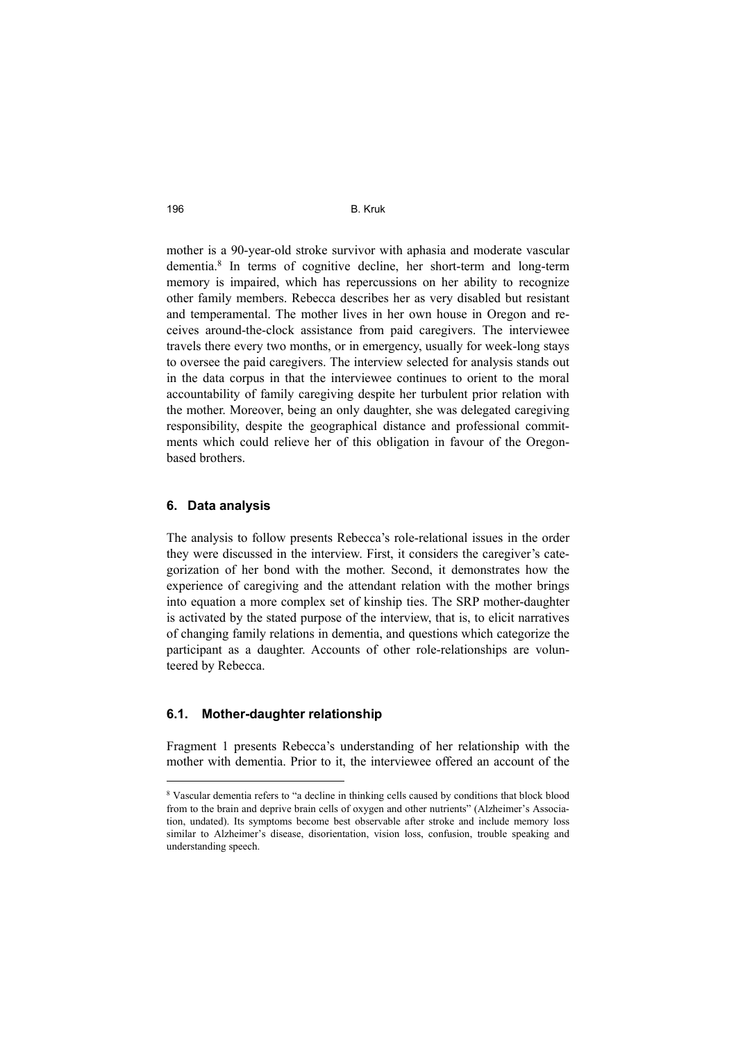mother is a 90-year-old stroke survivor with aphasia and moderate vascular dementia.[8] In terms of cognitive decline, her short-term and long-term memory is impaired, which has repercussions on her ability to recognize other family members. Rebecca describes her as very disabled but resistant and temperamental. The mother lives in her own house in Oregon and receives around-the-clock assistance from paid caregivers. The interviewee travels there every two months, or in emergency, usually for week-long stays to oversee the paid caregivers. The interview selected for analysis stands out in the data corpus in that the interviewee continues to orient to the moral accountability of family caregiving despite her turbulent prior relation with the mother. Moreover, being an only daughter, she was delegated caregiving responsibility, despite the geographical distance and professional commitments which could relieve her of this obligation in favour of the Oregon-based brothers.

## 6. Data analysis

The analysis to follow presents Rebecca's role-relational issues in the order they were discussed in the interview. First, it considers the caregiver's categorization of her bond with the mother. Second, it demonstrates how the experience of caregiving and the attendant relation with the mother brings into equation a more complex set of kinship ties. The SRP mother-daughter is activated by the stated purpose of the interview, that is, to elicit narratives of changing family relations in dementia, and questions which categorize the participant as a daughter. Accounts of other role-relationships are volunteered by Rebecca.

### 6.1. Mother-daughter relationship

Fragment 1 presents Rebecca's understanding of her relationship with the mother with dementia. Prior to it, the interviewee offered an account of the

[8] Vascular dementia refers to "a decline in thinking cells caused by conditions that block blood from to the brain and deprive brain cells of oxygen and other nutrients" (Alzheimer's Association, undated). Its symptoms become best observable after stroke and include memory loss similar to Alzheimer's disease, disorientation, vision loss, confusion, trouble speaking and understanding speech.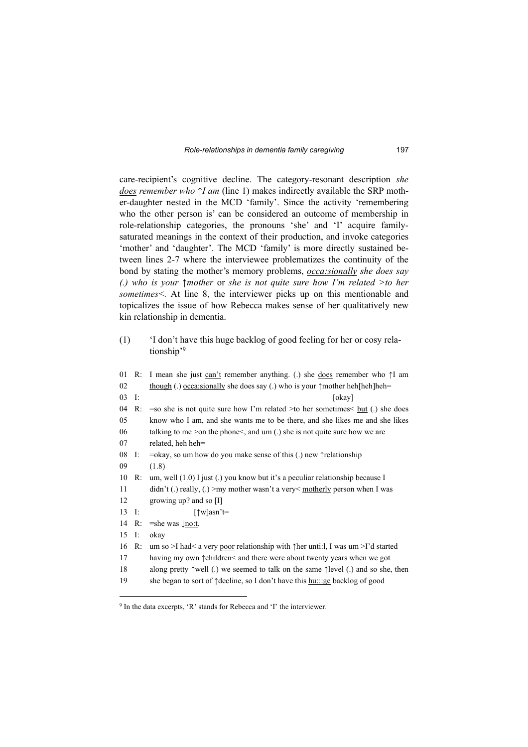care-recipient's cognitive decline. The category-resonant description *she <u>does</u> remember who ↑I am* (line 1) makes indirectly available the SRP mother-daughter nested in the MCD 'family'. Since the activity 'remembering who the other person is' can be considered an outcome of membership in role-relationship categories, the pronouns 'she' and 'I' acquire family-saturated meanings in the context of their production, and invoke categories 'mother' and 'daughter'. The MCD 'family' is more directly sustained between lines 2-7 where the interviewee problematizes the continuity of the bond by stating the mother's memory problems, *<u>occa:sionally</u> she does say (.) who is your ↑mother* or *she is not quite sure how I'm related >to her sometimes<.* At line 8, the interviewer picks up on this mentionable and topicalizes the issue of how Rebecca makes sense of her qualitatively new kin relationship in dementia.

(1) 'I don't have this huge backlog of good feeling for her or cosy relationship'[9]

```
01  R:  I mean she just can't remember anything. (.) she does remember who ↑I am
02      though (.) occa:sionally she does say (.) who is your ↑mother heh[heh]heh=
03  I:                                                                [okay]
04  R:  =so she is not quite sure how I'm related >to her sometimes< but (.) she does
05      know who I am, and she wants me to be there, and she likes me and she likes
06      talking to me >on the phone<, and um (.) she is not quite sure how we are
07      related, heh heh=
08  I:  =okay, so um how do you make sense of this (.) new ↑relationship
09      (1.8)
10  R:  um, well (1.0) I just (.) you know but it's a peculiar relationship because I
11      didn't (.) really, (.) >my mother wasn't a very< motherly person when I was
12      growing up? and so [I]
13  I:                     [↑w]asn't=
14  R:  =she was ↓no:t.
15  I:  okay
16  R:  um so >I had< a very poor relationship with ↑her unti:l, I was um >I'd started
17      having my own ↑children< and there were about twenty years when we got
18      along pretty ↑well (.) we seemed to talk on the same ↑level (.) and so she, then
19      she began to sort of ↑decline, so I don't have this hu:::ge backlog of good
```

[9] In the data excerpts, 'R' stands for Rebecca and 'I' the interviewer.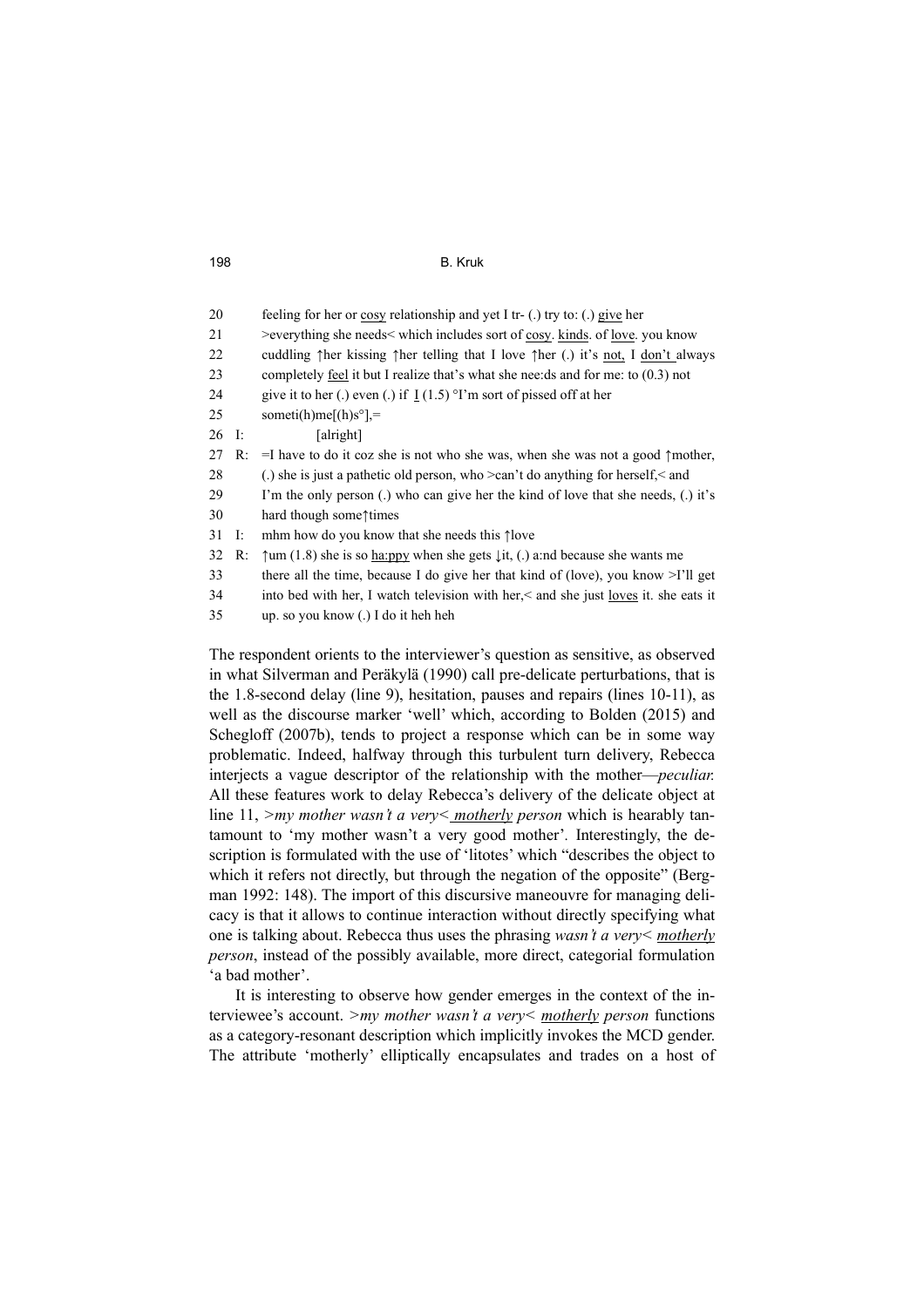```
20       feeling for her or cosy relationship and yet I tr- (.) try to: (.) give her
21       >everything she needs< which includes sort of cosy. kinds. of love. you know
22       cuddling ↑her kissing ↑her telling that I love ↑her (.) it's not, I don't always
23       completely feel it but I realize that's what she nee:ds and for me: to (0.3) not
24       give it to her (.) even (.) if I (1.5) °I'm sort of pissed off at her
25       someti(h)me[(h)s°],=
26   I:              [alright]
27   R:  =I have to do it coz she is not who she was, when she was not a good ↑mother,
28       (.) she is just a pathetic old person, who >can't do anything for herself,< and
29       I'm the only person (.) who can give her the kind of love that she needs, (.) it's
30       hard though some↑times
31   I:  mhm how do you know that she needs this ↑love
32   R:  ↑um (1.8) she is so ha:ppy when she gets ↓it, (.) a:nd because she wants me
33       there all the time, because I do give her that kind of (love), you know >I'll get
34       into bed with her, I watch television with her,< and she just loves it. she eats it
35       up. so you know (.) I do it heh heh
```

The respondent orients to the interviewer's question as sensitive, as observed in what Silverman and Peräkylä (1990) call pre-delicate perturbations, that is the 1.8-second delay (line 9), hesitation, pauses and repairs (lines 10-11), as well as the discourse marker 'well' which, according to Bolden (2015) and Schegloff (2007b), tends to project a response which can be in some way problematic. Indeed, halfway through this turbulent turn delivery, Rebecca interjects a vague descriptor of the relationship with the mother—*peculiar.* All these features work to delay Rebecca's delivery of the delicate object at line 11, *>my mother wasn't a very< motherly person* which is hearably tantamount to 'my mother wasn't a very good mother'. Interestingly, the description is formulated with the use of 'litotes' which "describes the object to which it refers not directly, but through the negation of the opposite" (Bergman 1992: 148). The import of this discursive maneouvre for managing delicacy is that it allows to continue interaction without directly specifying what one is talking about. Rebecca thus uses the phrasing *wasn't a very< motherly person*, instead of the possibly available, more direct, categorial formulation 'a bad mother'.

It is interesting to observe how gender emerges in the context of the interviewee's account. *>my mother wasn't a very< motherly person* functions as a category-resonant description which implicitly invokes the MCD gender. The attribute 'motherly' elliptically encapsulates and trades on a host of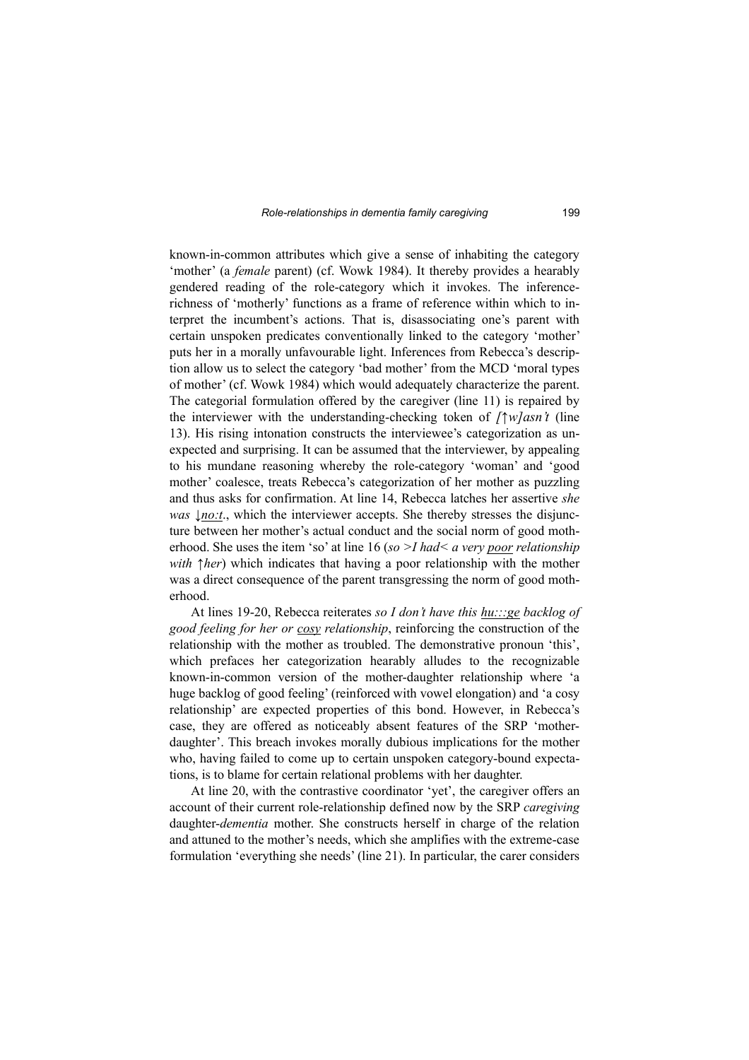known-in-common attributes which give a sense of inhabiting the category 'mother' (a *female* parent) (cf. Wowk 1984). It thereby provides a hearably gendered reading of the role-category which it invokes. The inference-richness of 'motherly' functions as a frame of reference within which to interpret the incumbent's actions. That is, disassociating one's parent with certain unspoken predicates conventionally linked to the category 'mother' puts her in a morally unfavourable light. Inferences from Rebecca's description allow us to select the category 'bad mother' from the MCD 'moral types of mother' (cf. Wowk 1984) which would adequately characterize the parent. The categorial formulation offered by the caregiver (line 11) is repaired by the interviewer with the understanding-checking token of *[↑w]asn't* (line 13). His rising intonation constructs the interviewee's categorization as unexpected and surprising. It can be assumed that the interviewer, by appealing to his mundane reasoning whereby the role-category 'woman' and 'good mother' coalesce, treats Rebecca's categorization of her mother as puzzling and thus asks for confirmation. At line 14, Rebecca latches her assertive *she was ↓<u>no:t</u>.*, which the interviewer accepts. She thereby stresses the disjuncture between her mother's actual conduct and the social norm of good motherhood. She uses the item 'so' at line 16 (*so >I had< a very <u>poor</u> relationship with ↑her*) which indicates that having a poor relationship with the mother was a direct consequence of the parent transgressing the norm of good motherhood.

At lines 19-20, Rebecca reiterates *so I don't have this <u>hu:::ge</u> backlog of good feeling for her or <u>cosy</u> relationship*, reinforcing the construction of the relationship with the mother as troubled. The demonstrative pronoun 'this', which prefaces her categorization hearably alludes to the recognizable known-in-common version of the mother-daughter relationship where 'a huge backlog of good feeling' (reinforced with vowel elongation) and 'a cosy relationship' are expected properties of this bond. However, in Rebecca's case, they are offered as noticeably absent features of the SRP 'mother-daughter'. This breach invokes morally dubious implications for the mother who, having failed to come up to certain unspoken category-bound expectations, is to blame for certain relational problems with her daughter.

At line 20, with the contrastive coordinator 'yet', the caregiver offers an account of their current role-relationship defined now by the SRP *caregiving* daughter-*dementia* mother. She constructs herself in charge of the relation and attuned to the mother's needs, which she amplifies with the extreme-case formulation 'everything she needs' (line 21). In particular, the carer considers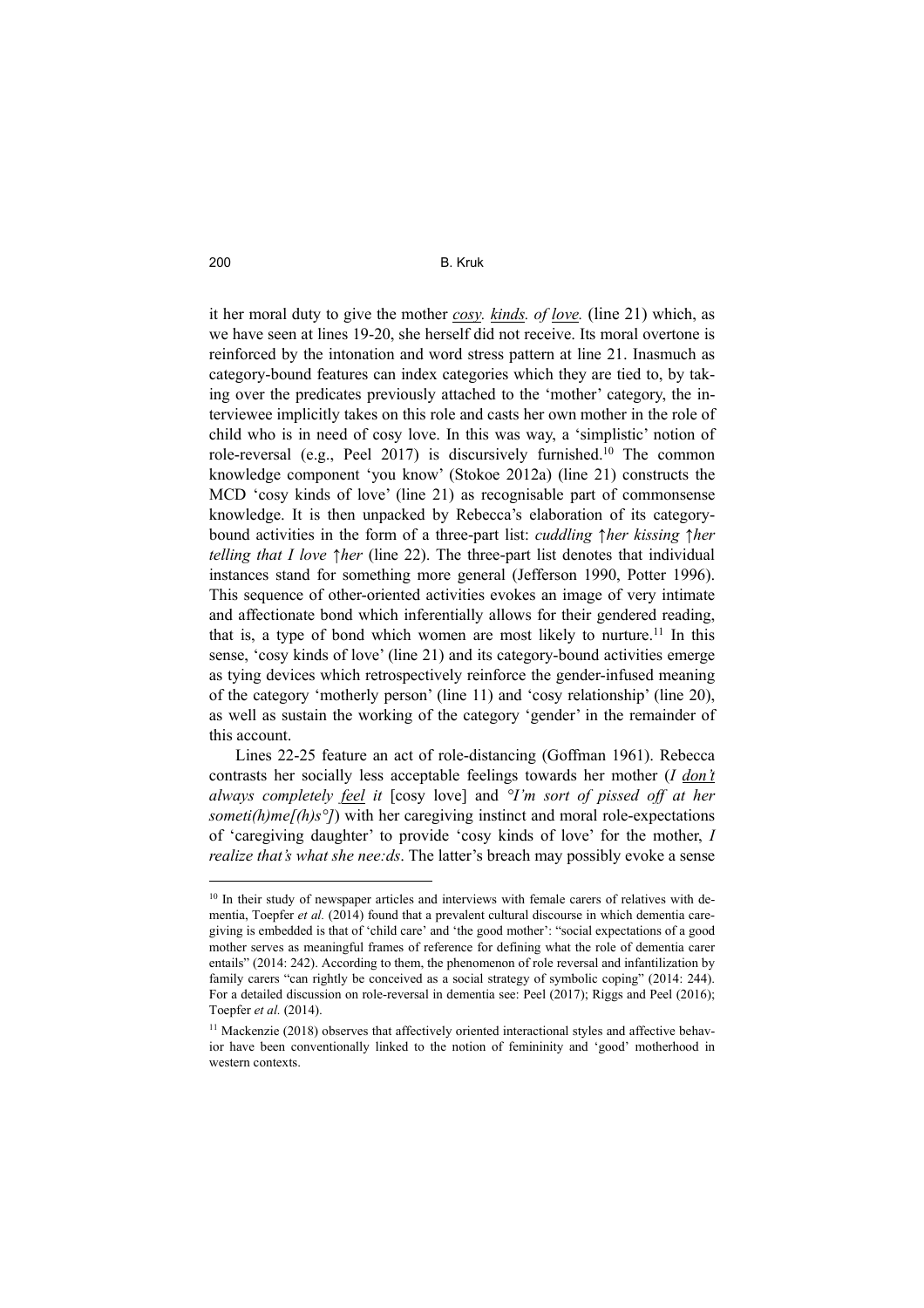it her moral duty to give the mother *cosy. kinds. of love.* (line 21) which, as we have seen at lines 19-20, she herself did not receive. Its moral overtone is reinforced by the intonation and word stress pattern at line 21. Inasmuch as category-bound features can index categories which they are tied to, by taking over the predicates previously attached to the 'mother' category, the interviewee implicitly takes on this role and casts her own mother in the role of child who is in need of cosy love. In this was way, a 'simplistic' notion of role-reversal (e.g., Peel 2017) is discursively furnished.[10] The common knowledge component 'you know' (Stokoe 2012a) (line 21) constructs the MCD 'cosy kinds of love' (line 21) as recognisable part of commonsense knowledge. It is then unpacked by Rebecca's elaboration of its category-bound activities in the form of a three-part list: *cuddling ↑her kissing ↑her telling that I love ↑her* (line 22). The three-part list denotes that individual instances stand for something more general (Jefferson 1990, Potter 1996). This sequence of other-oriented activities evokes an image of very intimate and affectionate bond which inferentially allows for their gendered reading, that is, a type of bond which women are most likely to nurture.[11] In this sense, 'cosy kinds of love' (line 21) and its category-bound activities emerge as tying devices which retrospectively reinforce the gender-infused meaning of the category 'motherly person' (line 11) and 'cosy relationship' (line 20), as well as sustain the working of the category 'gender' in the remainder of this account.

Lines 22-25 feature an act of role-distancing (Goffman 1961). Rebecca contrasts her socially less acceptable feelings towards her mother (*I don't always completely feel it* [cosy love] and *°I'm sort of pissed off at her someti(h)me[(h)s°]*) with her caregiving instinct and moral role-expectations of 'caregiving daughter' to provide 'cosy kinds of love' for the mother, *I realize that's what she nee:ds*. The latter's breach may possibly evoke a sense

---

[10] In their study of newspaper articles and interviews with female carers of relatives with dementia, Toepfer *et al.* (2014) found that a prevalent cultural discourse in which dementia caregiving is embedded is that of 'child care' and 'the good mother': "social expectations of a good mother serves as meaningful frames of reference for defining what the role of dementia carer entails" (2014: 242). According to them, the phenomenon of role reversal and infantilization by family carers "can rightly be conceived as a social strategy of symbolic coping" (2014: 244). For a detailed discussion on role-reversal in dementia see: Peel (2017); Riggs and Peel (2016); Toepfer *et al.* (2014).

[11] Mackenzie (2018) observes that affectively oriented interactional styles and affective behavior have been conventionally linked to the notion of femininity and 'good' motherhood in western contexts.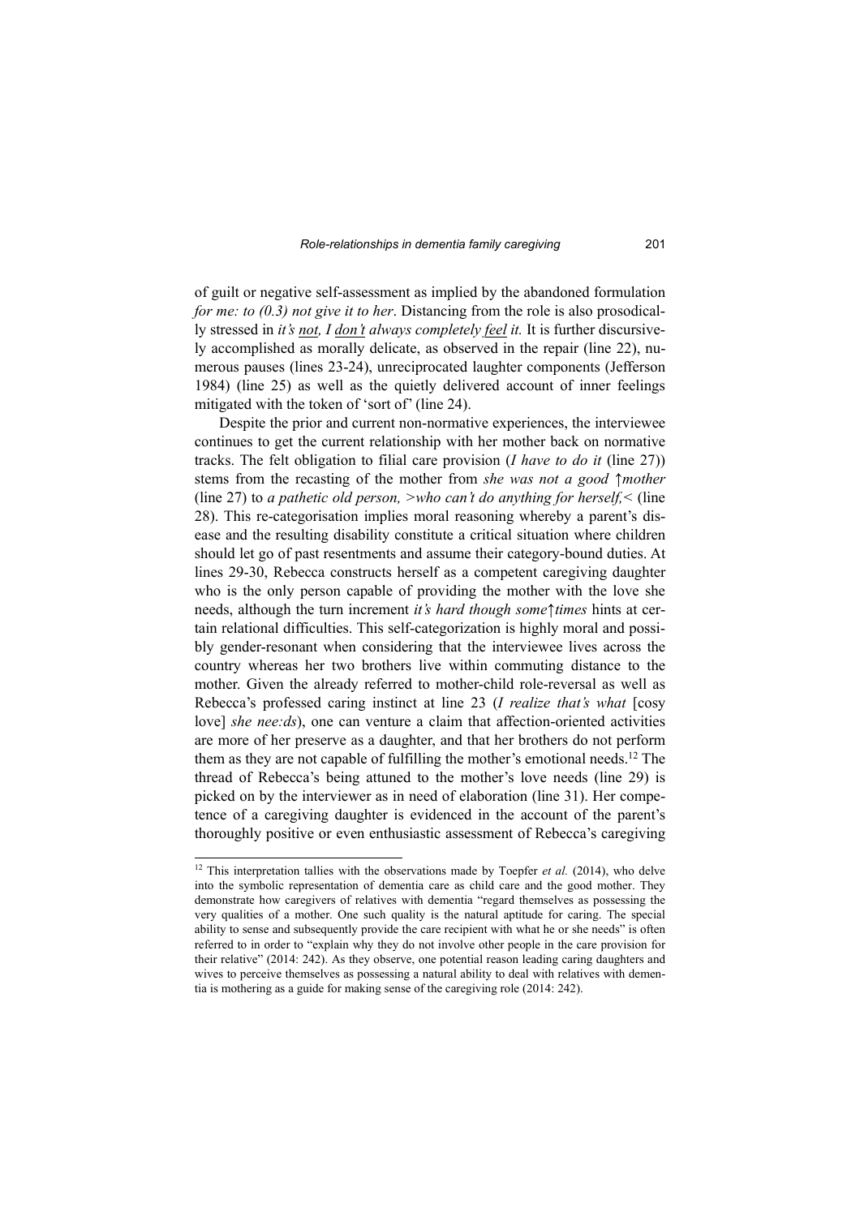of guilt or negative self-assessment as implied by the abandoned formulation *for me: to (0.3) not give it to her*. Distancing from the role is also prosodically stressed in *it's <u>not</u>, I <u>don't</u> always completely <u>feel</u> it.* It is further discursively accomplished as morally delicate, as observed in the repair (line 22), numerous pauses (lines 23-24), unreciprocated laughter components (Jefferson 1984) (line 25) as well as the quietly delivered account of inner feelings mitigated with the token of 'sort of' (line 24).

Despite the prior and current non-normative experiences, the interviewee continues to get the current relationship with her mother back on normative tracks. The felt obligation to filial care provision (*I have to do it* (line 27)) stems from the recasting of the mother from *she was not a good ↑mother* (line 27) to *a pathetic old person, >who can't do anything for herself,<* (line 28). This re-categorisation implies moral reasoning whereby a parent's disease and the resulting disability constitute a critical situation where children should let go of past resentments and assume their category-bound duties. At lines 29-30, Rebecca constructs herself as a competent caregiving daughter who is the only person capable of providing the mother with the love she needs, although the turn increment *it's hard though some↑times* hints at certain relational difficulties. This self-categorization is highly moral and possibly gender-resonant when considering that the interviewee lives across the country whereas her two brothers live within commuting distance to the mother. Given the already referred to mother-child role-reversal as well as Rebecca's professed caring instinct at line 23 (*I realize that's what* [cosy love] *she nee:ds*), one can venture a claim that affection-oriented activities are more of her preserve as a daughter, and that her brothers do not perform them as they are not capable of fulfilling the mother's emotional needs.[12] The thread of Rebecca's being attuned to the mother's love needs (line 29) is picked on by the interviewer as in need of elaboration (line 31). Her competence of a caregiving daughter is evidenced in the account of the parent's thoroughly positive or even enthusiastic assessment of Rebecca's caregiving

[12] This interpretation tallies with the observations made by Toepfer *et al.* (2014), who delve into the symbolic representation of dementia care as child care and the good mother. They demonstrate how caregivers of relatives with dementia "regard themselves as possessing the very qualities of a mother. One such quality is the natural aptitude for caring. The special ability to sense and subsequently provide the care recipient with what he or she needs" is often referred to in order to "explain why they do not involve other people in the care provision for their relative" (2014: 242). As they observe, one potential reason leading caring daughters and wives to perceive themselves as possessing a natural ability to deal with relatives with dementia is mothering as a guide for making sense of the caregiving role (2014: 242).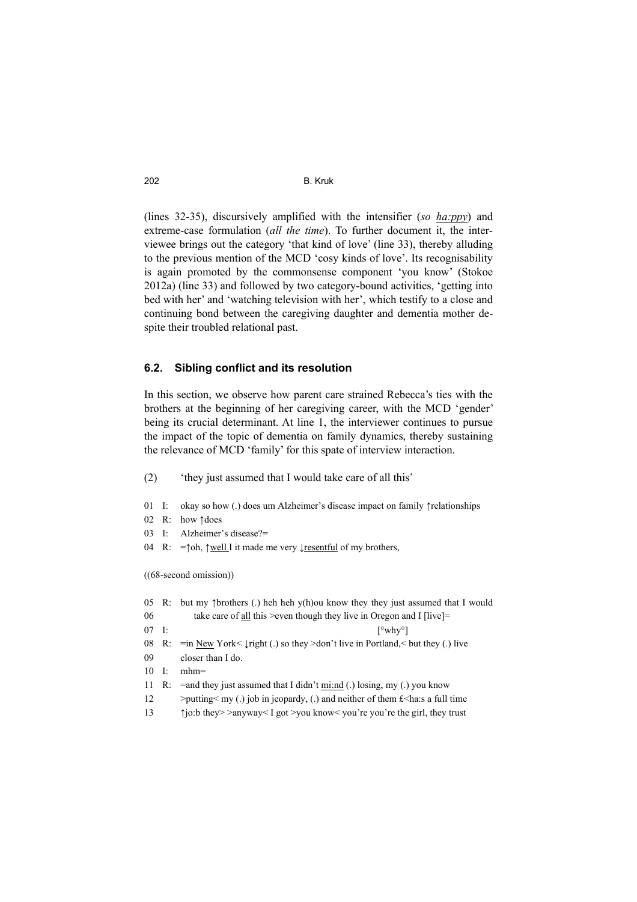(lines 32-35), discursively amplified with the intensifier (*so ha:ppy*) and extreme-case formulation (*all the time*). To further document it, the interviewee brings out the category 'that kind of love' (line 33), thereby alluding to the previous mention of the MCD 'cosy kinds of love'. Its recognisability is again promoted by the commonsense component 'you know' (Stokoe 2012a) (line 33) and followed by two category-bound activities, 'getting into bed with her' and 'watching television with her', which testify to a close and continuing bond between the caregiving daughter and dementia mother despite their troubled relational past.

## 6.2. Sibling conflict and its resolution

In this section, we observe how parent care strained Rebecca's ties with the brothers at the beginning of her caregiving career, with the MCD 'gender' being its crucial determinant. At line 1, the interviewer continues to pursue the impact of the topic of dementia on family dynamics, thereby sustaining the relevance of MCD 'family' for this spate of interview interaction.

(2) 'they just assumed that I would take care of all this'

```
01  I:  okay so how (.) does um Alzheimer's disease impact on family ↑relationships
02  R:  how ↑does
03  I:  Alzheimer's disease?=
04  R:  =↑oh, ↑well I it made me very ↓resentful of my brothers,

((68-second omission))

05  R:  but my ↑brothers (.) heh heh y(h)ou know they they just assumed that I would
06          take care of all this >even though they live in Oregon and I [live]=
07  I:                                                                  [°why°]
08  R:  =in New York< ↓right (.) so they >don't live in Portland,< but they (.) live
09      closer than I do.
10  I:  mhm=
11  R:  =and they just assumed that I didn't mi:nd (.) losing, my (.) you know
12      >putting< my (.) job in jeopardy, (.) and neither of them £<ha:s a full time
13      ↑jo:b they> >anyway< I got >you know< you're you're the girl, they trust
```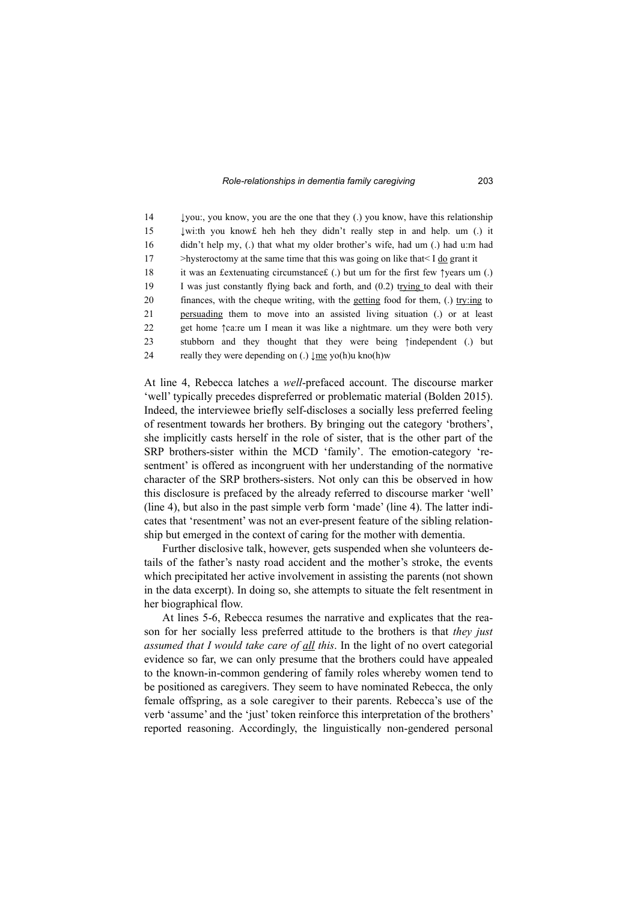14	↓you:, you know, you are the one that they (.) you know, have this relationship
15	↓wi:th you know£ heh heh they didn't really step in and help. um (.) it
16	didn't help my, (.) that what my older brother's wife, had um (.) had u:m had
17	>hysteroctomy at the same time that this was going on like that< I <u>do</u> grant it
18	it was an £extenuating circumstance£ (.) but um for the first few ↑years um (.)
19	I was just constantly flying back and forth, and (0.2) t<u>rying</u> to deal with their
20	finances, with the cheque writing, with the <u>getting</u> food for them, (.) <u>try:ing</u> to
21	<u>persuading</u> them to move into an assisted living situation (.) or at least
22	get home ↑ca:re um I mean it was like a nightmare. um they were both very
23	stubborn and they thought that they were being ↑independent (.) but
24	really they were depending on (.) ↓<u>me</u> yo(h)u kno(h)w

At line 4, Rebecca latches a *well*-prefaced account. The discourse marker 'well' typically precedes dispreferred or problematic material (Bolden 2015). Indeed, the interviewee briefly self-discloses a socially less preferred feeling of resentment towards her brothers. By bringing out the category 'brothers', she implicitly casts herself in the role of sister, that is the other part of the SRP brothers-sister within the MCD 'family'. The emotion-category 'resentment' is offered as incongruent with her understanding of the normative character of the SRP brothers-sisters. Not only can this be observed in how this disclosure is prefaced by the already referred to discourse marker 'well' (line 4), but also in the past simple verb form 'made' (line 4). The latter indicates that 'resentment' was not an ever-present feature of the sibling relationship but emerged in the context of caring for the mother with dementia.

Further disclosive talk, however, gets suspended when she volunteers details of the father's nasty road accident and the mother's stroke, the events which precipitated her active involvement in assisting the parents (not shown in the data excerpt). In doing so, she attempts to situate the felt resentment in her biographical flow.

At lines 5-6, Rebecca resumes the narrative and explicates that the reason for her socially less preferred attitude to the brothers is that *they just assumed that I would take care of <u>all</u> this*. In the light of no overt categorial evidence so far, we can only presume that the brothers could have appealed to the known-in-common gendering of family roles whereby women tend to be positioned as caregivers. They seem to have nominated Rebecca, the only female offspring, as a sole caregiver to their parents. Rebecca's use of the verb 'assume' and the 'just' token reinforce this interpretation of the brothers' reported reasoning. Accordingly, the linguistically non-gendered personal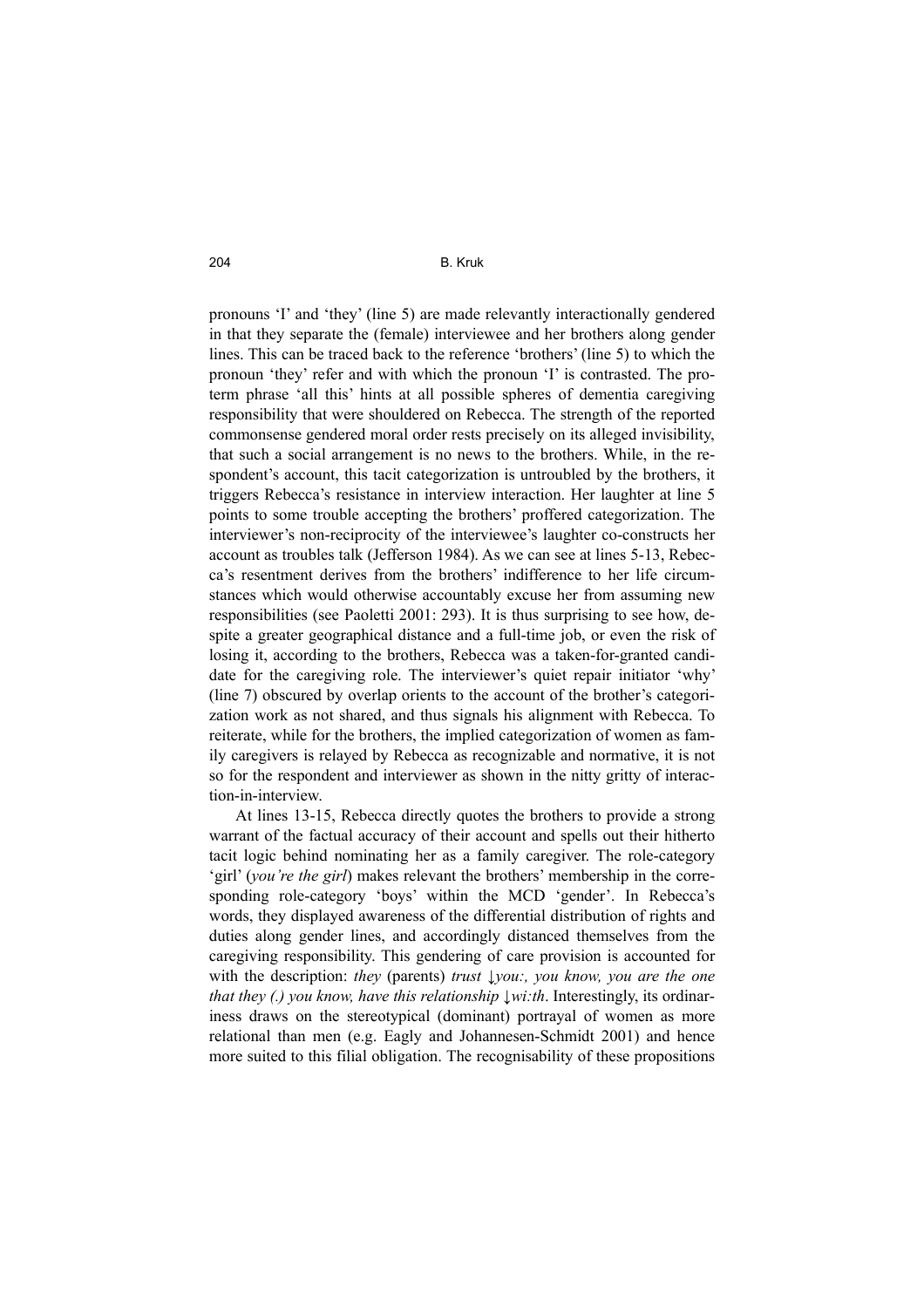pronouns 'I' and 'they' (line 5) are made relevantly interactionally gendered in that they separate the (female) interviewee and her brothers along gender lines. This can be traced back to the reference 'brothers' (line 5) to which the pronoun 'they' refer and with which the pronoun 'I' is contrasted. The pro-term phrase 'all this' hints at all possible spheres of dementia caregiving responsibility that were shouldered on Rebecca. The strength of the reported commonsense gendered moral order rests precisely on its alleged invisibility, that such a social arrangement is no news to the brothers. While, in the respondent's account, this tacit categorization is untroubled by the brothers, it triggers Rebecca's resistance in interview interaction. Her laughter at line 5 points to some trouble accepting the brothers' proffered categorization. The interviewer's non-reciprocity of the interviewee's laughter co-constructs her account as troubles talk (Jefferson 1984). As we can see at lines 5-13, Rebecca's resentment derives from the brothers' indifference to her life circumstances which would otherwise accountably excuse her from assuming new responsibilities (see Paoletti 2001: 293). It is thus surprising to see how, despite a greater geographical distance and a full-time job, or even the risk of losing it, according to the brothers, Rebecca was a taken-for-granted candidate for the caregiving role. The interviewer's quiet repair initiator 'why' (line 7) obscured by overlap orients to the account of the brother's categorization work as not shared, and thus signals his alignment with Rebecca. To reiterate, while for the brothers, the implied categorization of women as family caregivers is relayed by Rebecca as recognizable and normative, it is not so for the respondent and interviewer as shown in the nitty gritty of interaction-in-interview.

At lines 13-15, Rebecca directly quotes the brothers to provide a strong warrant of the factual accuracy of their account and spells out their hitherto tacit logic behind nominating her as a family caregiver. The role-category 'girl' (*you're the girl*) makes relevant the brothers' membership in the corresponding role-category 'boys' within the MCD 'gender'. In Rebecca's words, they displayed awareness of the differential distribution of rights and duties along gender lines, and accordingly distanced themselves from the caregiving responsibility. This gendering of care provision is accounted for with the description: *they* (parents) *trust ↓you:, you know, you are the one that they (.) you know, have this relationship ↓wi:th*. Interestingly, its ordinariness draws on the stereotypical (dominant) portrayal of women as more relational than men (e.g. Eagly and Johannesen-Schmidt 2001) and hence more suited to this filial obligation. The recognisability of these propositions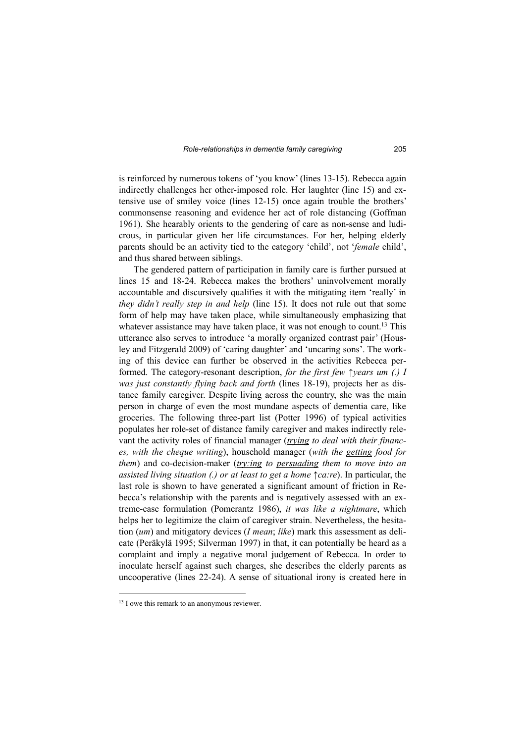is reinforced by numerous tokens of 'you know' (lines 13-15). Rebecca again indirectly challenges her other-imposed role. Her laughter (line 15) and extensive use of smiley voice (lines 12-15) once again trouble the brothers' commonsense reasoning and evidence her act of role distancing (Goffman 1961). She hearably orients to the gendering of care as non-sense and ludicrous, in particular given her life circumstances. For her, helping elderly parents should be an activity tied to the category 'child', not '*female* child', and thus shared between siblings.

The gendered pattern of participation in family care is further pursued at lines 15 and 18-24. Rebecca makes the brothers' uninvolvement morally accountable and discursively qualifies it with the mitigating item 'really' in *they didn't really step in and help* (line 15). It does not rule out that some form of help may have taken place, while simultaneously emphasizing that whatever assistance may have taken place, it was not enough to count.[13] This utterance also serves to introduce 'a morally organized contrast pair' (Housley and Fitzgerald 2009) of 'caring daughter' and 'uncaring sons'. The working of this device can further be observed in the activities Rebecca performed. The category-resonant description, *for the first few ↑years um (.) I was just constantly flying back and forth* (lines 18-19), projects her as distance family caregiver. Despite living across the country, she was the main person in charge of even the most mundane aspects of dementia care, like groceries. The following three-part list (Potter 1996) of typical activities populates her role-set of distance family caregiver and makes indirectly relevant the activity roles of financial manager (*<u>trying</u> to deal with their finances, with the cheque writing*), household manager (*with the <u>getting</u> food for them*) and co-decision-maker (*<u>try:ing</u> to <u>persuading</u> them to move into an assisted living situation (.) or at least to get a home ↑ca:re*). In particular, the last role is shown to have generated a significant amount of friction in Rebecca's relationship with the parents and is negatively assessed with an extreme-case formulation (Pomerantz 1986), *it was like a nightmare*, which helps her to legitimize the claim of caregiver strain. Nevertheless, the hesitation (*um*) and mitigatory devices (*I mean*; *like*) mark this assessment as delicate (Peräkylä 1995; Silverman 1997) in that, it can potentially be heard as a complaint and imply a negative moral judgement of Rebecca. In order to inoculate herself against such charges, she describes the elderly parents as uncooperative (lines 22-24). A sense of situational irony is created here in

---

[13] I owe this remark to an anonymous reviewer.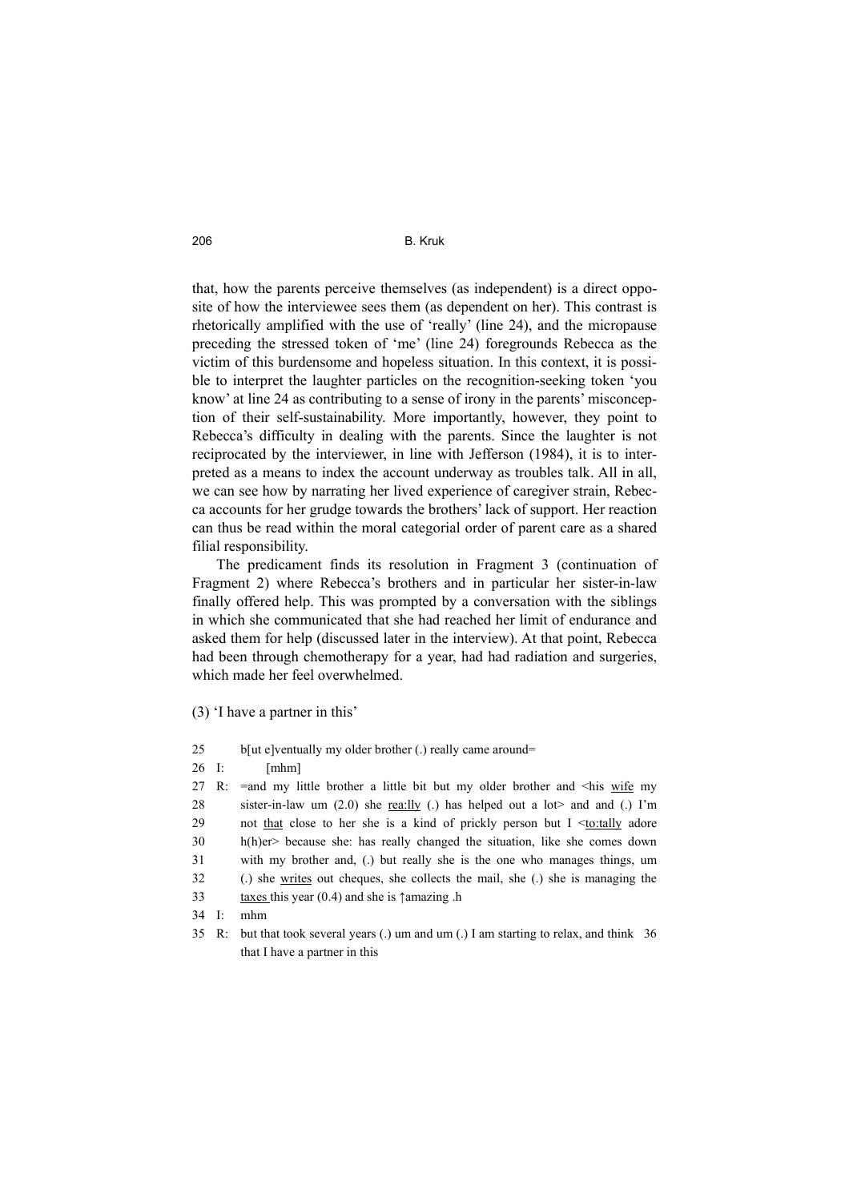that, how the parents perceive themselves (as independent) is a direct opposite of how the interviewee sees them (as dependent on her). This contrast is rhetorically amplified with the use of 'really' (line 24), and the micropause preceding the stressed token of 'me' (line 24) foregrounds Rebecca as the victim of this burdensome and hopeless situation. In this context, it is possible to interpret the laughter particles on the recognition-seeking token 'you know' at line 24 as contributing to a sense of irony in the parents' misconception of their self-sustainability. More importantly, however, they point to Rebecca's difficulty in dealing with the parents. Since the laughter is not reciprocated by the interviewer, in line with Jefferson (1984), it is to interpreted as a means to index the account underway as troubles talk. All in all, we can see how by narrating her lived experience of caregiver strain, Rebecca accounts for her grudge towards the brothers' lack of support. Her reaction can thus be read within the moral categorial order of parent care as a shared filial responsibility.

The predicament finds its resolution in Fragment 3 (continuation of Fragment 2) where Rebecca's brothers and in particular her sister-in-law finally offered help. This was prompted by a conversation with the siblings in which she communicated that she had reached her limit of endurance and asked them for help (discussed later in the interview). At that point, Rebecca had been through chemotherapy for a year, had had radiation and surgeries, which made her feel overwhelmed.

(3) 'I have a partner in this'

```
25        b[ut e]ventually my older brother (.) really came around=
26  I:        [mhm]
27  R:  =and my little brother a little bit but my older brother and <his wife my
28        sister-in-law um (2.0) she rea:lly (.) has helped out a lot> and and (.) I'm
29        not that close to her she is a kind of prickly person but I <to:tally adore
30        h(h)er> because she: has really changed the situation, like she comes down
31        with my brother and, (.) but really she is the one who manages things, um
32        (.) she writes out cheques, she collects the mail, she (.) she is managing the
33        taxes this year (0.4) and she is ↑amazing .h
34  I:  mhm
35  R:  but that took several years (.) um and um (.) I am starting to relax, and think
36        that I have a partner in this
```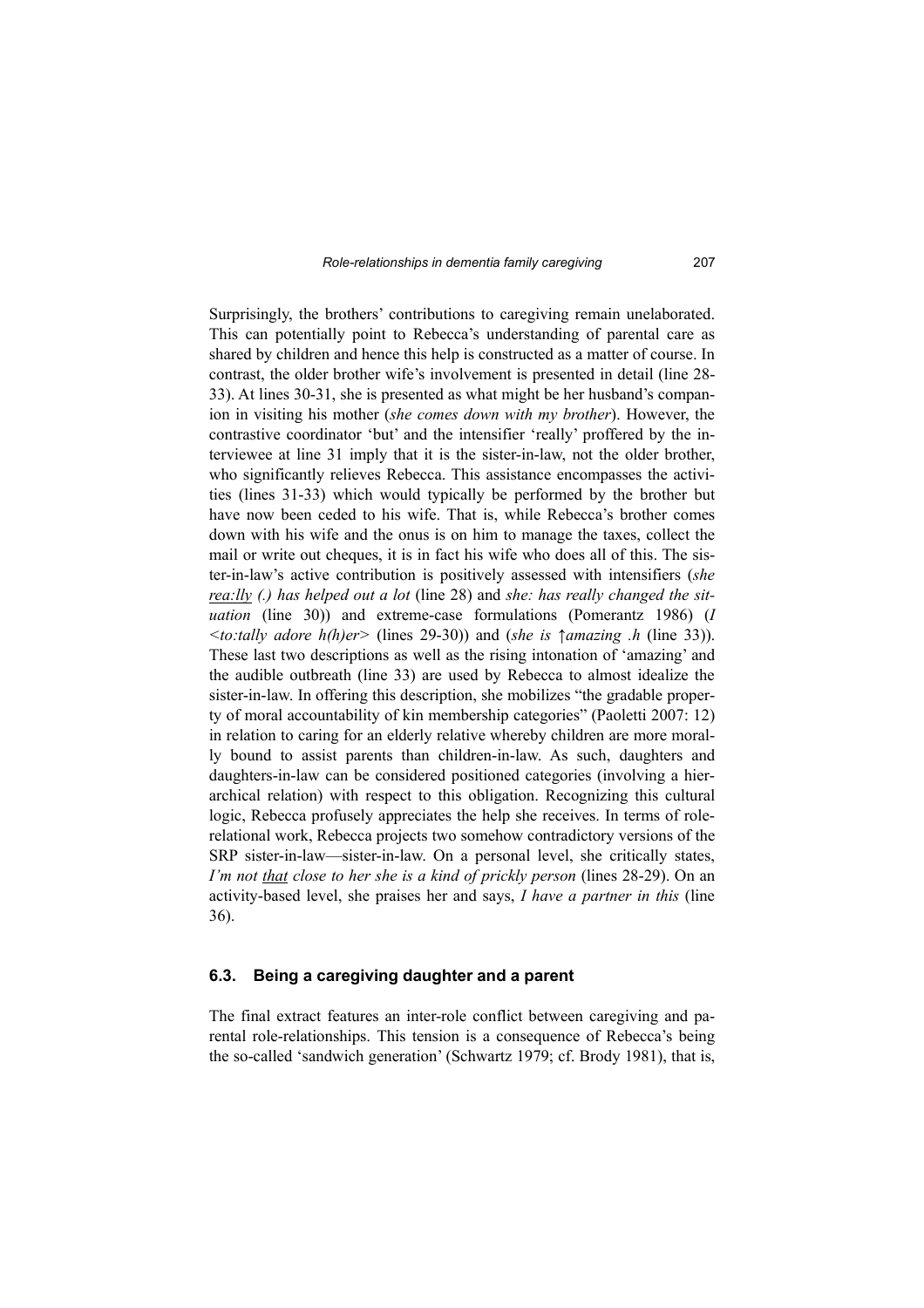Surprisingly, the brothers' contributions to caregiving remain unelaborated. This can potentially point to Rebecca's understanding of parental care as shared by children and hence this help is constructed as a matter of course. In contrast, the older brother wife's involvement is presented in detail (line 28-33). At lines 30-31, she is presented as what might be her husband's companion in visiting his mother (*she comes down with my brother*). However, the contrastive coordinator 'but' and the intensifier 'really' proffered by the interviewee at line 31 imply that it is the sister-in-law, not the older brother, who significantly relieves Rebecca. This assistance encompasses the activities (lines 31-33) which would typically be performed by the brother but have now been ceded to his wife. That is, while Rebecca's brother comes down with his wife and the onus is on him to manage the taxes, collect the mail or write out cheques, it is in fact his wife who does all of this. The sister-in-law's active contribution is positively assessed with intensifiers (*she <u>rea:lly</u> (.) has helped out a lot* (line 28) and *she: has really changed the situation* (line 30)) and extreme-case formulations (Pomerantz 1986) (*I <to:tally adore h(h)er>* (lines 29-30)) and (*she is ↑amazing .h* (line 33)). These last two descriptions as well as the rising intonation of 'amazing' and the audible outbreath (line 33) are used by Rebecca to almost idealize the sister-in-law. In offering this description, she mobilizes "the gradable property of moral accountability of kin membership categories" (Paoletti 2007: 12) in relation to caring for an elderly relative whereby children are more morally bound to assist parents than children-in-law. As such, daughters and daughters-in-law can be considered positioned categories (involving a hierarchical relation) with respect to this obligation. Recognizing this cultural logic, Rebecca profusely appreciates the help she receives. In terms of role-relational work, Rebecca projects two somehow contradictory versions of the SRP sister-in-law—sister-in-law. On a personal level, she critically states, *I'm not <u>that</u> close to her she is a kind of prickly person* (lines 28-29). On an activity-based level, she praises her and says, *I have a partner in this* (line 36).

### 6.3. Being a caregiving daughter and a parent

The final extract features an inter-role conflict between caregiving and parental role-relationships. This tension is a consequence of Rebecca's being the so-called 'sandwich generation' (Schwartz 1979; cf. Brody 1981), that is,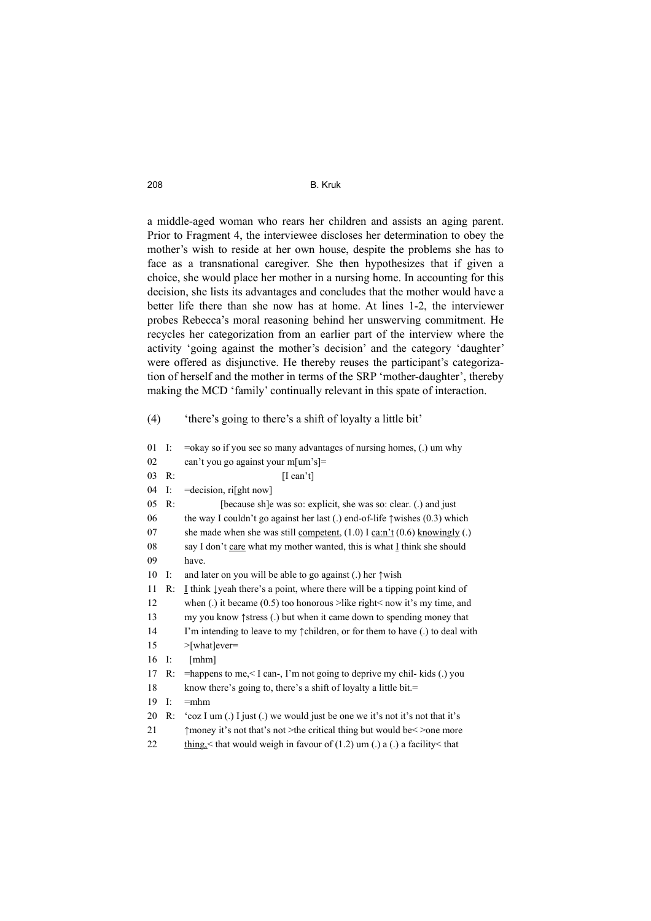a middle-aged woman who rears her children and assists an aging parent. Prior to Fragment 4, the interviewee discloses her determination to obey the mother's wish to reside at her own house, despite the problems she has to face as a transnational caregiver. She then hypothesizes that if given a choice, she would place her mother in a nursing home. In accounting for this decision, she lists its advantages and concludes that the mother would have a better life there than she now has at home. At lines 1-2, the interviewer probes Rebecca's moral reasoning behind her unswerving commitment. He recycles her categorization from an earlier part of the interview where the activity 'going against the mother's decision' and the category 'daughter' were offered as disjunctive. He thereby reuses the participant's categorization of herself and the mother in terms of the SRP 'mother-daughter', thereby making the MCD 'family' continually relevant in this spate of interaction.

(4) 'there's going to there's a shift of loyalty a little bit'

```
01  I:  =okay so if you see so many advantages of nursing homes, (.) um why
02      can't you go against your m[um's]=
03  R:                             [I can't]
04  I:  =decision, ri[ght now]
05  R:              [because sh]e was so: explicit, she was so: clear. (.) and just
06      the way I couldn't go against her last (.) end-of-life ↑wishes (0.3) which
07      she made when she was still competent, (1.0) I ca:n't (0.6) knowingly (.)
08      say I don't care what my mother wanted, this is what I think she should
09      have.
10  I:  and later on you will be able to go against (.) her ↑wish
11  R:  I think ↓yeah there's a point, where there will be a tipping point kind of
12      when (.) it became (0.5) too honorous >like right< now it's my time, and
13      my you know ↑stress (.) but when it came down to spending money that
14      I'm intending to leave to my ↑children, or for them to have (.) to deal with
15      >[what]ever=
16  I:   [mhm]
17  R:  =happens to me,< I can-, I'm not going to deprive my chil- kids (.) you
18      know there's going to, there's a shift of loyalty a little bit.=
19  I:  =mhm
20  R:  'coz I um (.) I just (.) we would just be one we it's not it's not that it's
21      ↑money it's not that's not >the critical thing but would be< >one more
22      thing,< that would weigh in favour of (1.2) um (.) a (.) a facility< that
```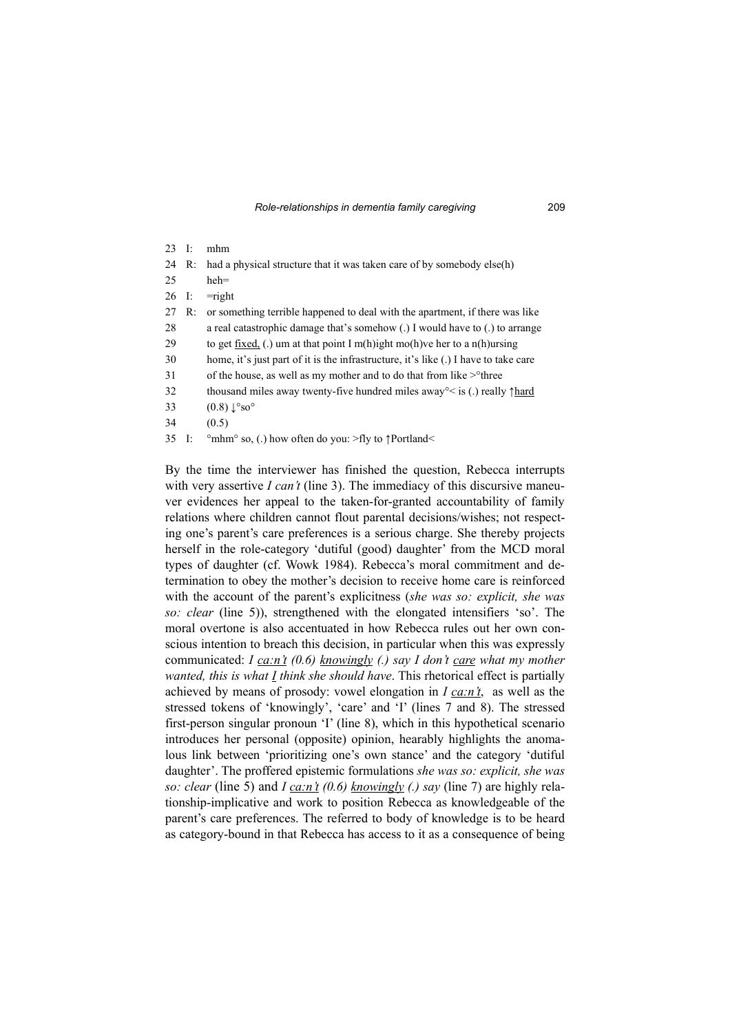```
23  I:   mhm
24  R:   had a physical structure that it was taken care of by somebody else(h)
25       heh=
26  I:   =right
27  R:   or something terrible happened to deal with the apartment, if there was like
28       a real catastrophic damage that's somehow (.) I would have to (.) to arrange
29       to get fixed, (.) um at that point I m(h)ight mo(h)ve her to a n(h)ursing
30       home, it's just part of it is the infrastructure, it's like (.) I have to take care
31       of the house, as well as my mother and to do that from like >°three
32       thousand miles away twenty-five hundred miles away°< is (.) really ↑hard
33       (0.8) ↓°so°
34       (0.5)
35  I:   °mhm° so, (.) how often do you: >fly to ↑Portland<
```

By the time the interviewer has finished the question, Rebecca interrupts with very assertive *I can't* (line 3). The immediacy of this discursive maneuver evidences her appeal to the taken-for-granted accountability of family relations where children cannot flout parental decisions/wishes; not respecting one's parent's care preferences is a serious charge. She thereby projects herself in the role-category 'dutiful (good) daughter' from the MCD moral types of daughter (cf. Wowk 1984). Rebecca's moral commitment and determination to obey the mother's decision to receive home care is reinforced with the account of the parent's explicitness (*she was so: explicit, she was so: clear* (line 5)), strengthened with the elongated intensifiers 'so'. The moral overtone is also accentuated in how Rebecca rules out her own conscious intention to breach this decision, in particular when this was expressly communicated: *I <u>ca:n't</u> (0.6) <u>knowingly</u> (.) say I don't <u>care</u> what my mother wanted, this is what <u>I</u> think she should have*. This rhetorical effect is partially achieved by means of prosody: vowel elongation in *I <u>ca:n't</u>*, as well as the stressed tokens of 'knowingly', 'care' and 'I' (lines 7 and 8). The stressed first-person singular pronoun 'I' (line 8), which in this hypothetical scenario introduces her personal (opposite) opinion, hearably highlights the anomalous link between 'prioritizing one's own stance' and the category 'dutiful daughter'. The proffered epistemic formulations *she was so: explicit, she was so: clear* (line 5) and *I <u>ca:n't</u> (0.6) <u>knowingly</u> (.) say* (line 7) are highly relationship-implicative and work to position Rebecca as knowledgeable of the parent's care preferences. The referred to body of knowledge is to be heard as category-bound in that Rebecca has access to it as a consequence of being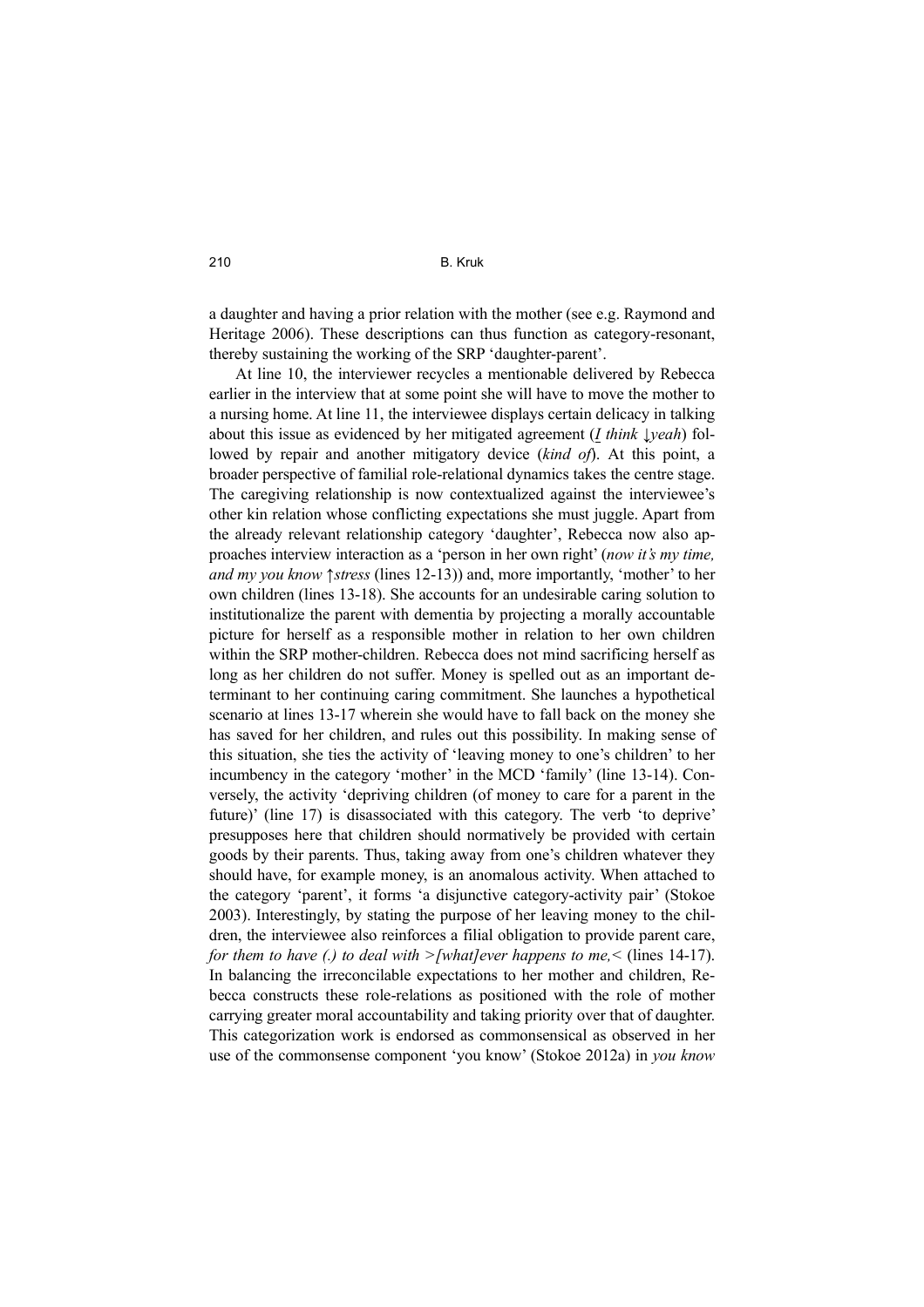a daughter and having a prior relation with the mother (see e.g. Raymond and Heritage 2006). These descriptions can thus function as category-resonant, thereby sustaining the working of the SRP 'daughter-parent'.

At line 10, the interviewer recycles a mentionable delivered by Rebecca earlier in the interview that at some point she will have to move the mother to a nursing home. At line 11, the interviewee displays certain delicacy in talking about this issue as evidenced by her mitigated agreement (*I think ↓yeah*) followed by repair and another mitigatory device (*kind of*). At this point, a broader perspective of familial role-relational dynamics takes the centre stage. The caregiving relationship is now contextualized against the interviewee's other kin relation whose conflicting expectations she must juggle. Apart from the already relevant relationship category 'daughter', Rebecca now also approaches interview interaction as a 'person in her own right' (*now it's my time, and my you know ↑stress* (lines 12-13)) and, more importantly, 'mother' to her own children (lines 13-18). She accounts for an undesirable caring solution to institutionalize the parent with dementia by projecting a morally accountable picture for herself as a responsible mother in relation to her own children within the SRP mother-children. Rebecca does not mind sacrificing herself as long as her children do not suffer. Money is spelled out as an important determinant to her continuing caring commitment. She launches a hypothetical scenario at lines 13-17 wherein she would have to fall back on the money she has saved for her children, and rules out this possibility. In making sense of this situation, she ties the activity of 'leaving money to one's children' to her incumbency in the category 'mother' in the MCD 'family' (line 13-14). Conversely, the activity 'depriving children (of money to care for a parent in the future)' (line 17) is disassociated with this category. The verb 'to deprive' presupposes here that children should normatively be provided with certain goods by their parents. Thus, taking away from one's children whatever they should have, for example money, is an anomalous activity. When attached to the category 'parent', it forms 'a disjunctive category-activity pair' (Stokoe 2003). Interestingly, by stating the purpose of her leaving money to the children, the interviewee also reinforces a filial obligation to provide parent care, *for them to have (.) to deal with >[what]ever happens to me,<* (lines 14-17). In balancing the irreconcilable expectations to her mother and children, Rebecca constructs these role-relations as positioned with the role of mother carrying greater moral accountability and taking priority over that of daughter. This categorization work is endorsed as commonsensical as observed in her use of the commonsense component 'you know' (Stokoe 2012a) in *you know*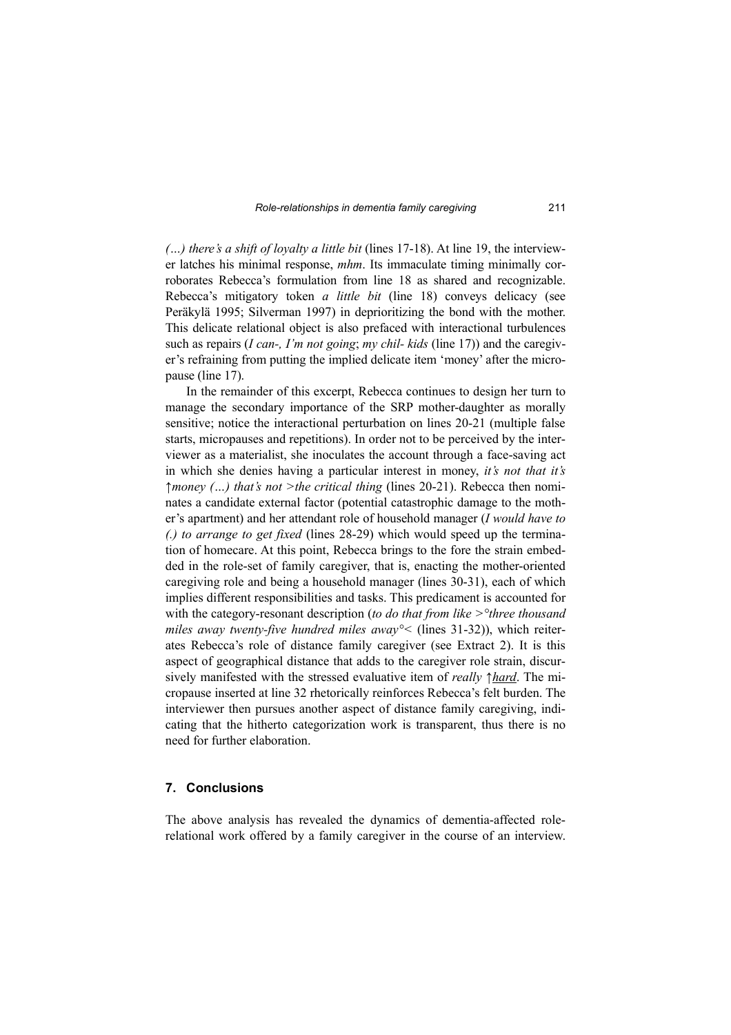*(…) there's a shift of loyalty a little bit* (lines 17-18). At line 19, the interviewer latches his minimal response, *mhm*. Its immaculate timing minimally corroborates Rebecca's formulation from line 18 as shared and recognizable. Rebecca's mitigatory token *a little bit* (line 18) conveys delicacy (see Peräkylä 1995; Silverman 1997) in deprioritizing the bond with the mother. This delicate relational object is also prefaced with interactional turbulences such as repairs (*I can-, I'm not going*; *my chil- kids* (line 17)) and the caregiver's refraining from putting the implied delicate item 'money' after the micropause (line 17).

In the remainder of this excerpt, Rebecca continues to design her turn to manage the secondary importance of the SRP mother-daughter as morally sensitive; notice the interactional perturbation on lines 20-21 (multiple false starts, micropauses and repetitions). In order not to be perceived by the interviewer as a materialist, she inoculates the account through a face-saving act in which she denies having a particular interest in money, *it's not that it's ↑money (…) that's not >the critical thing* (lines 20-21). Rebecca then nominates a candidate external factor (potential catastrophic damage to the mother's apartment) and her attendant role of household manager (*I would have to (.) to arrange to get fixed* (lines 28-29) which would speed up the termination of homecare. At this point, Rebecca brings to the fore the strain embedded in the role-set of family caregiver, that is, enacting the mother-oriented caregiving role and being a household manager (lines 30-31), each of which implies different responsibilities and tasks. This predicament is accounted for with the category-resonant description (*to do that from like >°three thousand miles away twenty-five hundred miles away°<* (lines 31-32)), which reiterates Rebecca's role of distance family caregiver (see Extract 2). It is this aspect of geographical distance that adds to the caregiver role strain, discursively manifested with the stressed evaluative item of *really ↑<u>hard</u>*. The micropause inserted at line 32 rhetorically reinforces Rebecca's felt burden. The interviewer then pursues another aspect of distance family caregiving, indicating that the hitherto categorization work is transparent, thus there is no need for further elaboration.

## 7. Conclusions

The above analysis has revealed the dynamics of dementia-affected role-relational work offered by a family caregiver in the course of an interview.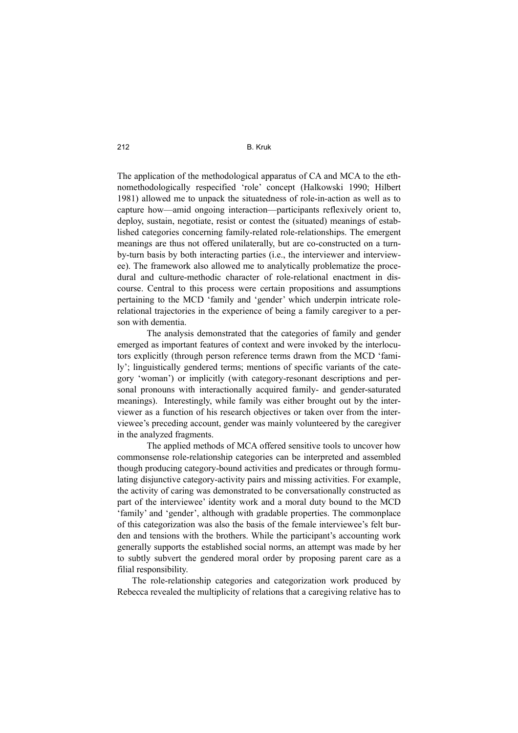The application of the methodological apparatus of CA and MCA to the ethnomethodologically respecified 'role' concept (Halkowski 1990; Hilbert 1981) allowed me to unpack the situatedness of role-in-action as well as to capture how—amid ongoing interaction—participants reflexively orient to, deploy, sustain, negotiate, resist or contest the (situated) meanings of established categories concerning family-related role-relationships. The emergent meanings are thus not offered unilaterally, but are co-constructed on a turn-by-turn basis by both interacting parties (i.e., the interviewer and interviewee). The framework also allowed me to analytically problematize the procedural and culture-methodic character of role-relational enactment in discourse. Central to this process were certain propositions and assumptions pertaining to the MCD 'family and 'gender' which underpin intricate role-relational trajectories in the experience of being a family caregiver to a person with dementia.

The analysis demonstrated that the categories of family and gender emerged as important features of context and were invoked by the interlocutors explicitly (through person reference terms drawn from the MCD 'family'; linguistically gendered terms; mentions of specific variants of the category 'woman') or implicitly (with category-resonant descriptions and personal pronouns with interactionally acquired family- and gender-saturated meanings). Interestingly, while family was either brought out by the interviewer as a function of his research objectives or taken over from the interviewee's preceding account, gender was mainly volunteered by the caregiver in the analyzed fragments.

The applied methods of MCA offered sensitive tools to uncover how commonsense role-relationship categories can be interpreted and assembled though producing category-bound activities and predicates or through formulating disjunctive category-activity pairs and missing activities. For example, the activity of caring was demonstrated to be conversationally constructed as part of the interviewee' identity work and a moral duty bound to the MCD 'family' and 'gender', although with gradable properties. The commonplace of this categorization was also the basis of the female interviewee's felt burden and tensions with the brothers. While the participant's accounting work generally supports the established social norms, an attempt was made by her to subtly subvert the gendered moral order by proposing parent care as a filial responsibility.

The role-relationship categories and categorization work produced by Rebecca revealed the multiplicity of relations that a caregiving relative has to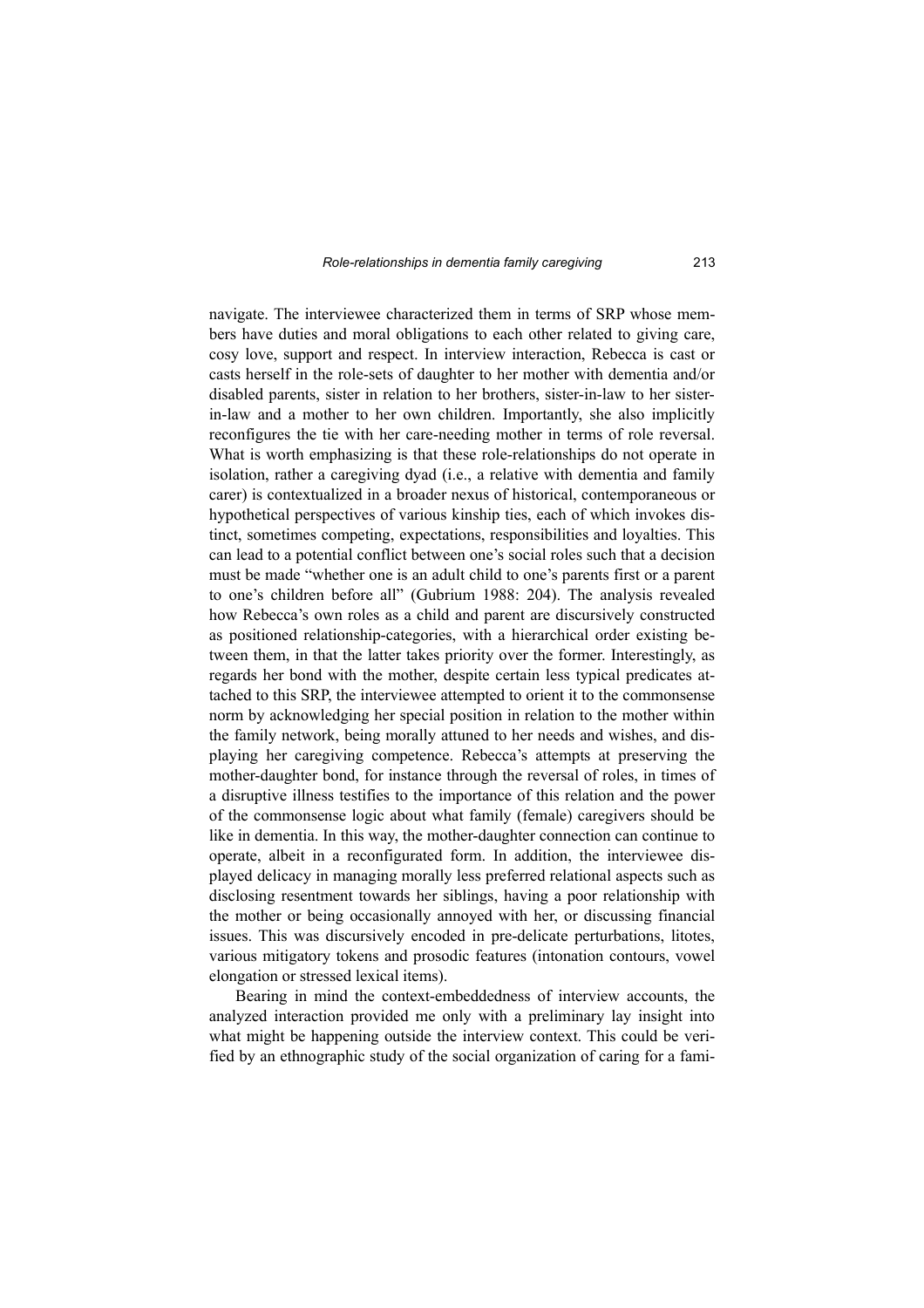navigate. The interviewee characterized them in terms of SRP whose members have duties and moral obligations to each other related to giving care, cosy love, support and respect. In interview interaction, Rebecca is cast or casts herself in the role-sets of daughter to her mother with dementia and/or disabled parents, sister in relation to her brothers, sister-in-law to her sister-in-law and a mother to her own children. Importantly, she also implicitly reconfigures the tie with her care-needing mother in terms of role reversal. What is worth emphasizing is that these role-relationships do not operate in isolation, rather a caregiving dyad (i.e., a relative with dementia and family carer) is contextualized in a broader nexus of historical, contemporaneous or hypothetical perspectives of various kinship ties, each of which invokes distinct, sometimes competing, expectations, responsibilities and loyalties. This can lead to a potential conflict between one's social roles such that a decision must be made "whether one is an adult child to one's parents first or a parent to one's children before all" (Gubrium 1988: 204). The analysis revealed how Rebecca's own roles as a child and parent are discursively constructed as positioned relationship-categories, with a hierarchical order existing between them, in that the latter takes priority over the former. Interestingly, as regards her bond with the mother, despite certain less typical predicates attached to this SRP, the interviewee attempted to orient it to the commonsense norm by acknowledging her special position in relation to the mother within the family network, being morally attuned to her needs and wishes, and displaying her caregiving competence. Rebecca's attempts at preserving the mother-daughter bond, for instance through the reversal of roles, in times of a disruptive illness testifies to the importance of this relation and the power of the commonsense logic about what family (female) caregivers should be like in dementia. In this way, the mother-daughter connection can continue to operate, albeit in a reconfigurated form. In addition, the interviewee displayed delicacy in managing morally less preferred relational aspects such as disclosing resentment towards her siblings, having a poor relationship with the mother or being occasionally annoyed with her, or discussing financial issues. This was discursively encoded in pre-delicate perturbations, litotes, various mitigatory tokens and prosodic features (intonation contours, vowel elongation or stressed lexical items).

Bearing in mind the context-embeddedness of interview accounts, the analyzed interaction provided me only with a preliminary lay insight into what might be happening outside the interview context. This could be verified by an ethnographic study of the social organization of caring for a fami-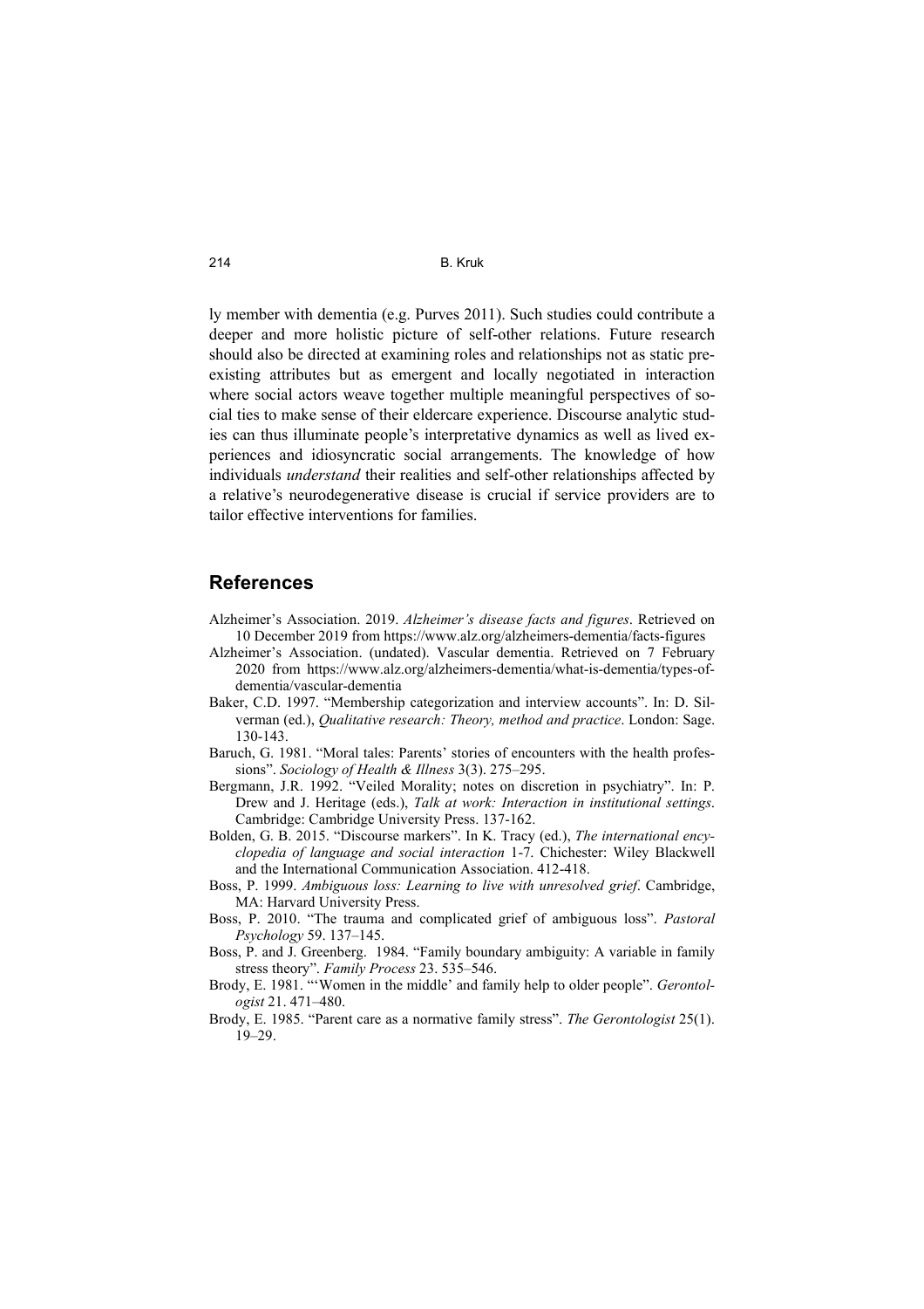ly member with dementia (e.g. Purves 2011). Such studies could contribute a deeper and more holistic picture of self-other relations. Future research should also be directed at examining roles and relationships not as static pre-existing attributes but as emergent and locally negotiated in interaction where social actors weave together multiple meaningful perspectives of social ties to make sense of their eldercare experience. Discourse analytic studies can thus illuminate people's interpretative dynamics as well as lived experiences and idiosyncratic social arrangements. The knowledge of how individuals *understand* their realities and self-other relationships affected by a relative's neurodegenerative disease is crucial if service providers are to tailor effective interventions for families.

## References

Alzheimer's Association. 2019. *Alzheimer's disease facts and figures*. Retrieved on 10 December 2019 from https://www.alz.org/alzheimers-dementia/facts-figures

Alzheimer's Association. (undated). Vascular dementia. Retrieved on 7 February 2020 from https://www.alz.org/alzheimers-dementia/what-is-dementia/types-of-dementia/vascular-dementia

Baker, C.D. 1997. "Membership categorization and interview accounts". In: D. Silverman (ed.), *Qualitative research: Theory, method and practice*. London: Sage. 130-143.

Baruch, G. 1981. "Moral tales: Parents' stories of encounters with the health professions". *Sociology of Health & Illness* 3(3). 275–295.

Bergmann, J.R. 1992. "Veiled Morality; notes on discretion in psychiatry". In: P. Drew and J. Heritage (eds.), *Talk at work: Interaction in institutional settings*. Cambridge: Cambridge University Press. 137-162.

Bolden, G. B. 2015. "Discourse markers". In K. Tracy (ed.), *The international encyclopedia of language and social interaction* 1-7. Chichester: Wiley Blackwell and the International Communication Association. 412-418.

Boss, P. 1999. *Ambiguous loss: Learning to live with unresolved grief*. Cambridge, MA: Harvard University Press.

Boss, P. 2010. "The trauma and complicated grief of ambiguous loss". *Pastoral Psychology* 59. 137–145.

Boss, P. and J. Greenberg. 1984. "Family boundary ambiguity: A variable in family stress theory". *Family Process* 23. 535–546.

Brody, E. 1981. "'Women in the middle' and family help to older people". *Gerontologist* 21. 471–480.

Brody, E. 1985. "Parent care as a normative family stress". *The Gerontologist* 25(1). 19–29.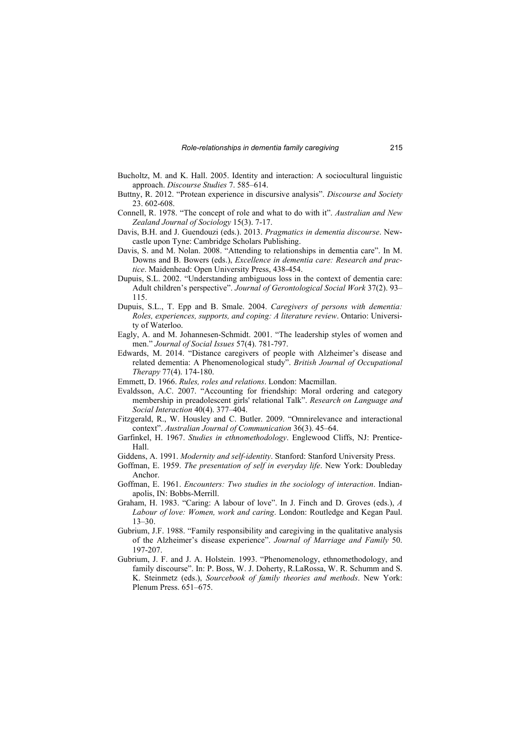Bucholtz, M. and K. Hall. 2005. Identity and interaction: A sociocultural linguistic approach. *Discourse Studies* 7. 585–614.

Buttny, R. 2012. "Protean experience in discursive analysis". *Discourse and Society* 23. 602-608.

Connell, R. 1978. "The concept of role and what to do with it". *Australian and New Zealand Journal of Sociology* 15(3). 7-17.

Davis, B.H. and J. Guendouzi (eds.). 2013. *Pragmatics in dementia discourse*. Newcastle upon Tyne: Cambridge Scholars Publishing.

Davis, S. and M. Nolan. 2008. "Attending to relationships in dementia care". In M. Downs and B. Bowers (eds.), *Excellence in dementia care: Research and practice*. Maidenhead: Open University Press, 438-454.

Dupuis, S.L. 2002. "Understanding ambiguous loss in the context of dementia care: Adult children's perspective". *Journal of Gerontological Social Work* 37(2). 93–115.

Dupuis, S.L., T. Epp and B. Smale. 2004. *Caregivers of persons with dementia: Roles, experiences, supports, and coping: A literature review*. Ontario: University of Waterloo.

Eagly, A. and M. Johannesen-Schmidt. 2001. "The leadership styles of women and men." *Journal of Social Issues* 57(4). 781-797.

Edwards, M. 2014. "Distance caregivers of people with Alzheimer's disease and related dementia: A Phenomenological study". *British Journal of Occupational Therapy* 77(4). 174-180.

Emmett, D. 1966. *Rules, roles and relations*. London: Macmillan.

Evaldsson, A.C. 2007. "Accounting for friendship: Moral ordering and category membership in preadolescent girls' relational Talk". *Research on Language and Social Interaction* 40(4). 377–404.

Fitzgerald, R., W. Housley and C. Butler. 2009. "Omnirelevance and interactional context". *Australian Journal of Communication* 36(3). 45–64.

Garfinkel, H. 1967. *Studies in ethnomethodology*. Englewood Cliffs, NJ: Prentice-Hall.

Giddens, A. 1991. *Modernity and self-identity*. Stanford: Stanford University Press.

Goffman, E. 1959. *The presentation of self in everyday life*. New York: Doubleday Anchor.

Goffman, E. 1961. *Encounters: Two studies in the sociology of interaction*. Indianapolis, IN: Bobbs-Merrill.

Graham, H. 1983. "Caring: A labour of love". In J. Finch and D. Groves (eds.), *A Labour of love: Women, work and caring*. London: Routledge and Kegan Paul. 13–30.

Gubrium, J.F. 1988. "Family responsibility and caregiving in the qualitative analysis of the Alzheimer's disease experience". *Journal of Marriage and Family* 50. 197-207.

Gubrium, J. F. and J. A. Holstein. 1993. "Phenomenology, ethnomethodology, and family discourse". In: P. Boss, W. J. Doherty, R.LaRossa, W. R. Schumm and S. K. Steinmetz (eds.), *Sourcebook of family theories and methods*. New York: Plenum Press. 651–675.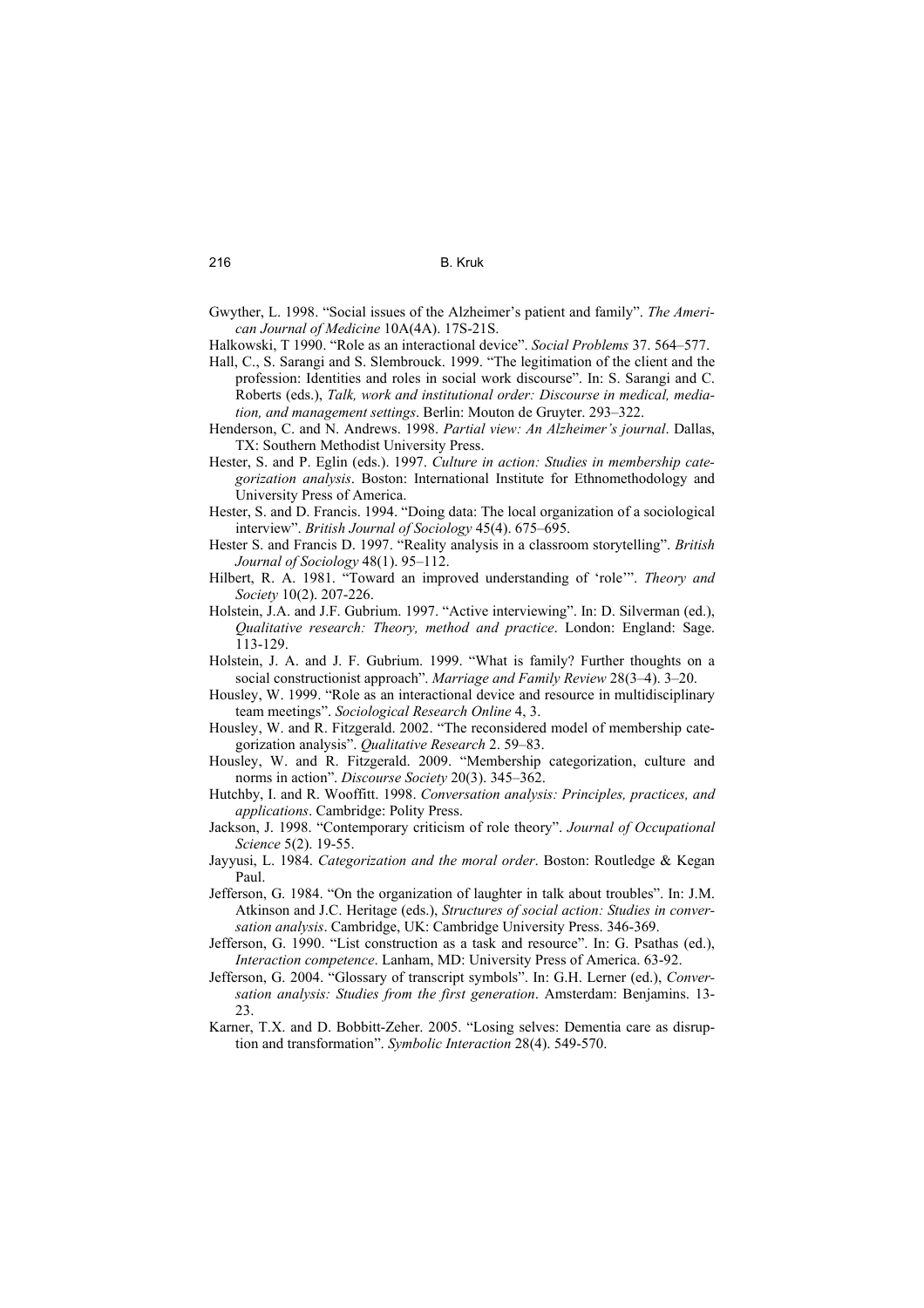Gwyther, L. 1998. "Social issues of the Alzheimer's patient and family". *The American Journal of Medicine* 10A(4A). 17S-21S.

Halkowski, T 1990. "Role as an interactional device". *Social Problems* 37. 564–577.

Hall, C., S. Sarangi and S. Slembrouck. 1999. "The legitimation of the client and the profession: Identities and roles in social work discourse". In: S. Sarangi and C. Roberts (eds.), *Talk, work and institutional order: Discourse in medical, mediation, and management settings*. Berlin: Mouton de Gruyter. 293–322.

Henderson, C. and N. Andrews. 1998. *Partial view: An Alzheimer's journal*. Dallas, TX: Southern Methodist University Press.

Hester, S. and P. Eglin (eds.). 1997. *Culture in action: Studies in membership categorization analysis*. Boston: International Institute for Ethnomethodology and University Press of America.

Hester, S. and D. Francis. 1994. "Doing data: The local organization of a sociological interview". *British Journal of Sociology* 45(4). 675–695.

Hester S. and Francis D. 1997. "Reality analysis in a classroom storytelling". *British Journal of Sociology* 48(1). 95–112.

Hilbert, R. A. 1981. "Toward an improved understanding of 'role'". *Theory and Society* 10(2). 207-226.

Holstein, J.A. and J.F. Gubrium. 1997. "Active interviewing". In: D. Silverman (ed.), *Qualitative research: Theory, method and practice*. London: England: Sage. 113-129.

Holstein, J. A. and J. F. Gubrium. 1999. "What is family? Further thoughts on a social constructionist approach". *Marriage and Family Review* 28(3–4). 3–20.

Housley, W. 1999. "Role as an interactional device and resource in multidisciplinary team meetings". *Sociological Research Online* 4, 3.

Housley, W. and R. Fitzgerald. 2002. "The reconsidered model of membership categorization analysis". *Qualitative Research* 2. 59–83.

Housley, W. and R. Fitzgerald. 2009. "Membership categorization, culture and norms in action". *Discourse Society* 20(3). 345–362.

Hutchby, I. and R. Wooffitt. 1998. *Conversation analysis: Principles, practices, and applications*. Cambridge: Polity Press.

Jackson, J. 1998. "Contemporary criticism of role theory". *Journal of Occupational Science* 5(2). 19-55.

Jayyusi, L. 1984. *Categorization and the moral order*. Boston: Routledge & Kegan Paul.

Jefferson, G. 1984. "On the organization of laughter in talk about troubles". In: J.M. Atkinson and J.C. Heritage (eds.), *Structures of social action: Studies in conversation analysis*. Cambridge, UK: Cambridge University Press. 346-369.

Jefferson, G. 1990. "List construction as a task and resource". In: G. Psathas (ed.), *Interaction competence*. Lanham, MD: University Press of America. 63-92.

Jefferson, G. 2004. "Glossary of transcript symbols". In: G.H. Lerner (ed.), *Conversation analysis: Studies from the first generation*. Amsterdam: Benjamins. 13-23.

Karner, T.X. and D. Bobbitt-Zeher. 2005. "Losing selves: Dementia care as disruption and transformation". *Symbolic Interaction* 28(4). 549-570.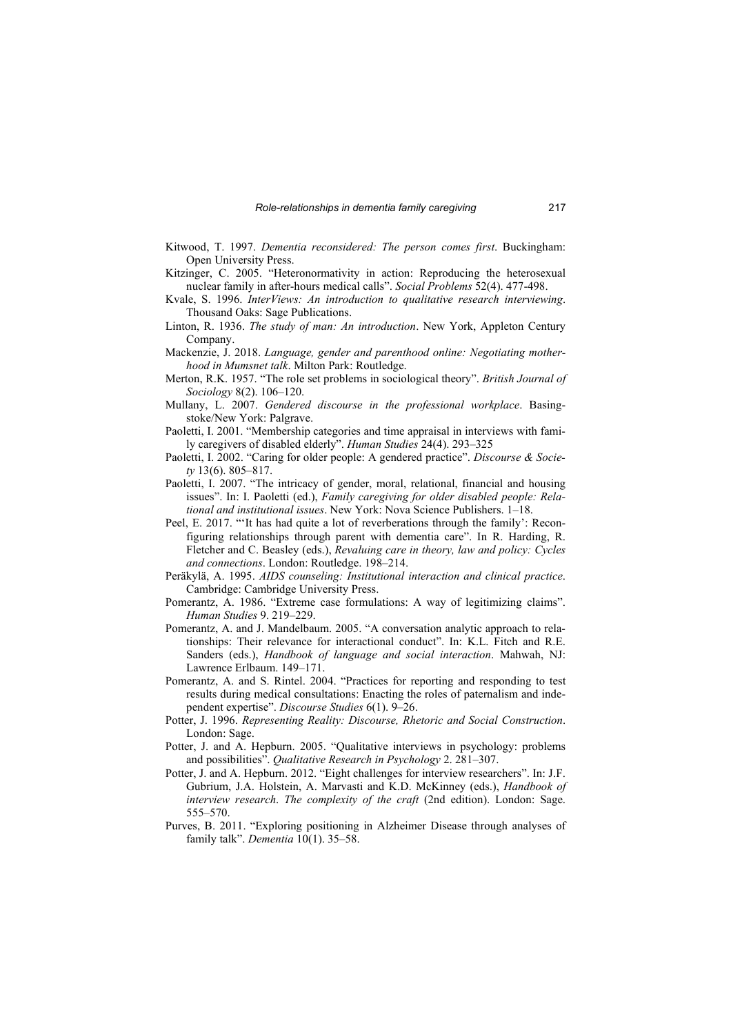Kitwood, T. 1997. *Dementia reconsidered: The person comes first*. Buckingham: Open University Press.

Kitzinger, C. 2005. "Heteronormativity in action: Reproducing the heterosexual nuclear family in after-hours medical calls". *Social Problems* 52(4). 477-498.

Kvale, S. 1996. *InterViews: An introduction to qualitative research interviewing*. Thousand Oaks: Sage Publications.

Linton, R. 1936. *The study of man: An introduction*. New York, Appleton Century Company.

Mackenzie, J. 2018. *Language, gender and parenthood online: Negotiating motherhood in Mumsnet talk*. Milton Park: Routledge.

Merton, R.K. 1957. "The role set problems in sociological theory". *British Journal of Sociology* 8(2). 106–120.

Mullany, L. 2007. *Gendered discourse in the professional workplace*. Basingstoke/New York: Palgrave.

Paoletti, I. 2001. "Membership categories and time appraisal in interviews with family caregivers of disabled elderly". *Human Studies* 24(4). 293–325

Paoletti, I. 2002. "Caring for older people: A gendered practice". *Discourse & Society* 13(6). 805–817.

Paoletti, I. 2007. "The intricacy of gender, moral, relational, financial and housing issues". In: I. Paoletti (ed.), *Family caregiving for older disabled people: Relational and institutional issues*. New York: Nova Science Publishers. 1–18.

Peel, E. 2017. "'It has had quite a lot of reverberations through the family': Reconfiguring relationships through parent with dementia care". In R. Harding, R. Fletcher and C. Beasley (eds.), *Revaluing care in theory, law and policy: Cycles and connections*. London: Routledge. 198–214.

Peräkylä, A. 1995. *AIDS counseling: Institutional interaction and clinical practice*. Cambridge: Cambridge University Press.

Pomerantz, A. 1986. "Extreme case formulations: A way of legitimizing claims". *Human Studies* 9. 219–229.

Pomerantz, A. and J. Mandelbaum. 2005. "A conversation analytic approach to relationships: Their relevance for interactional conduct". In: K.L. Fitch and R.E. Sanders (eds.), *Handbook of language and social interaction*. Mahwah, NJ: Lawrence Erlbaum. 149–171.

Pomerantz, A. and S. Rintel. 2004. "Practices for reporting and responding to test results during medical consultations: Enacting the roles of paternalism and independent expertise". *Discourse Studies* 6(1). 9–26.

Potter, J. 1996. *Representing Reality: Discourse, Rhetoric and Social Construction*. London: Sage.

Potter, J. and A. Hepburn. 2005. "Qualitative interviews in psychology: problems and possibilities". *Qualitative Research in Psychology* 2. 281–307.

Potter, J. and A. Hepburn. 2012. "Eight challenges for interview researchers". In: J.F. Gubrium, J.A. Holstein, A. Marvasti and K.D. McKinney (eds.), *Handbook of interview research*. *The complexity of the craft* (2nd edition). London: Sage. 555–570.

Purves, B. 2011. "Exploring positioning in Alzheimer Disease through analyses of family talk". *Dementia* 10(1). 35–58.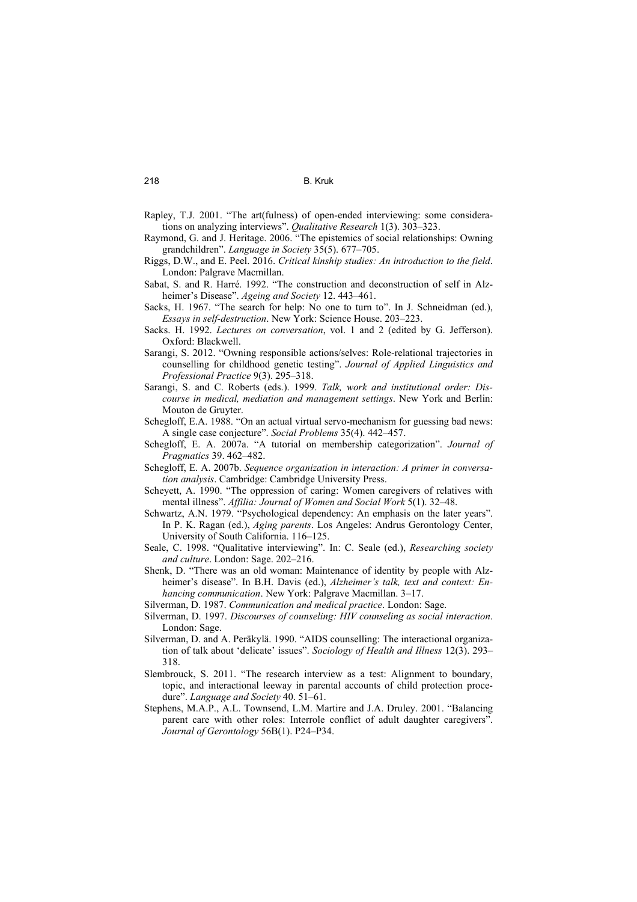Rapley, T.J. 2001. “The art(fulness) of open-ended interviewing: some considerations on analyzing interviews”. *Qualitative Research* 1(3). 303–323.

Raymond, G. and J. Heritage. 2006. “The epistemics of social relationships: Owning grandchildren”. *Language in Society* 35(5). 677–705.

Riggs, D.W., and E. Peel. 2016. *Critical kinship studies: An introduction to the field*. London: Palgrave Macmillan.

Sabat, S. and R. Harré. 1992. “The construction and deconstruction of self in Alzheimer’s Disease”. *Ageing and Society* 12. 443–461.

Sacks, H. 1967. “The search for help: No one to turn to”. In J. Schneidman (ed.), *Essays in self-destruction*. New York: Science House. 203–223.

Sacks. H. 1992. *Lectures on conversation*, vol. 1 and 2 (edited by G. Jefferson). Oxford: Blackwell.

Sarangi, S. 2012. “Owning responsible actions/selves: Role-relational trajectories in counselling for childhood genetic testing”. *Journal of Applied Linguistics and Professional Practice* 9(3). 295–318.

Sarangi, S. and C. Roberts (eds.). 1999. *Talk, work and institutional order: Discourse in medical, mediation and management settings*. New York and Berlin: Mouton de Gruyter.

Schegloff, E.A. 1988. “On an actual virtual servo-mechanism for guessing bad news: A single case conjecture”. *Social Problems* 35(4). 442–457.

Schegloff, E. A. 2007a. “A tutorial on membership categorization”. *Journal of Pragmatics* 39. 462–482.

Schegloff, E. A. 2007b. *Sequence organization in interaction: A primer in conversation analysis*. Cambridge: Cambridge University Press.

Scheyett, A. 1990. “The oppression of caring: Women caregivers of relatives with mental illness”. *Affilia: Journal of Women and Social Work* 5(1). 32–48.

Schwartz, A.N. 1979. “Psychological dependency: An emphasis on the later years”. In P. K. Ragan (ed.), *Aging parents*. Los Angeles: Andrus Gerontology Center, University of South California. 116–125.

Seale, C. 1998. “Qualitative interviewing”. In: C. Seale (ed.), *Researching society and culture*. London: Sage. 202–216.

Shenk, D. “There was an old woman: Maintenance of identity by people with Alzheimer’s disease”. In B.H. Davis (ed.), *Alzheimer’s talk, text and context: Enhancing communication*. New York: Palgrave Macmillan. 3–17.

Silverman, D. 1987. *Communication and medical practice*. London: Sage.

Silverman, D. 1997. *Discourses of counseling: HIV counseling as social interaction*. London: Sage.

Silverman, D. and A. Peräkylä. 1990. “AIDS counselling: The interactional organization of talk about ‘delicate’ issues”. *Sociology of Health and Illness* 12(3). 293–318.

Slembrouck, S. 2011. “The research interview as a test: Alignment to boundary, topic, and interactional leeway in parental accounts of child protection procedure”. *Language and Society* 40. 51–61.

Stephens, M.A.P., A.L. Townsend, L.M. Martire and J.A. Druley. 2001. “Balancing parent care with other roles: Interrole conflict of adult daughter caregivers”. *Journal of Gerontology* 56B(1). P24–P34.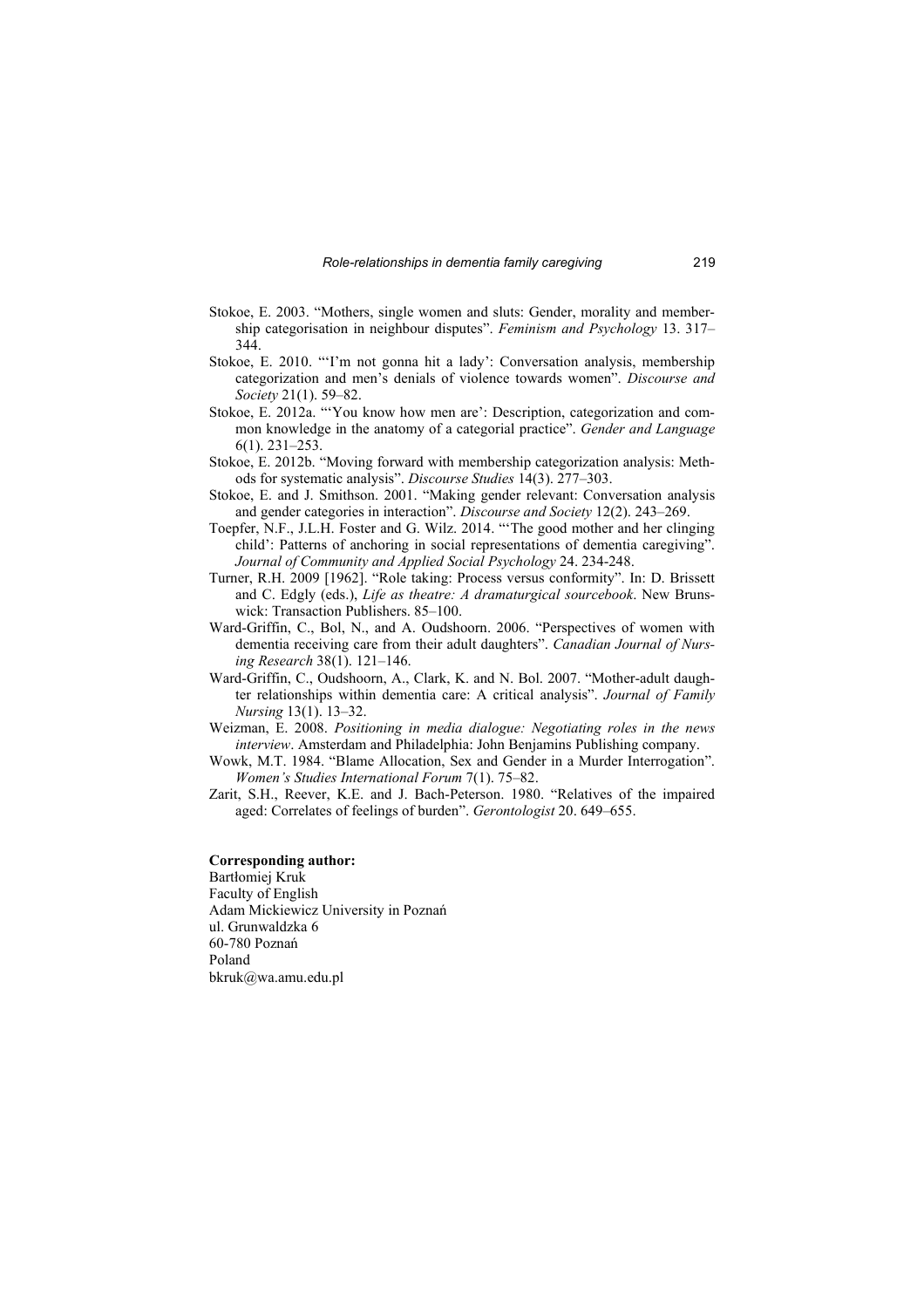Stokoe, E. 2003. "Mothers, single women and sluts: Gender, morality and membership categorisation in neighbour disputes". *Feminism and Psychology* 13. 317–344.

Stokoe, E. 2010. "'I'm not gonna hit a lady': Conversation analysis, membership categorization and men's denials of violence towards women". *Discourse and Society* 21(1). 59–82.

Stokoe, E. 2012a. "'You know how men are': Description, categorization and common knowledge in the anatomy of a categorial practice". *Gender and Language* 6(1). 231–253.

Stokoe, E. 2012b. "Moving forward with membership categorization analysis: Methods for systematic analysis". *Discourse Studies* 14(3). 277–303.

Stokoe, E. and J. Smithson. 2001. "Making gender relevant: Conversation analysis and gender categories in interaction". *Discourse and Society* 12(2). 243–269.

Toepfer, N.F., J.L.H. Foster and G. Wilz. 2014. "'The good mother and her clinging child': Patterns of anchoring in social representations of dementia caregiving". *Journal of Community and Applied Social Psychology* 24. 234-248.

Turner, R.H. 2009 [1962]. "Role taking: Process versus conformity". In: D. Brissett and C. Edgly (eds.), *Life as theatre: A dramaturgical sourcebook*. New Brunswick: Transaction Publishers. 85–100.

Ward-Griffin, C., Bol, N., and A. Oudshoorn. 2006. "Perspectives of women with dementia receiving care from their adult daughters". *Canadian Journal of Nursing Research* 38(1). 121–146.

Ward-Griffin, C., Oudshoorn, A., Clark, K. and N. Bol. 2007. "Mother-adult daughter relationships within dementia care: A critical analysis". *Journal of Family Nursing* 13(1). 13–32.

Weizman, E. 2008. *Positioning in media dialogue: Negotiating roles in the news interview*. Amsterdam and Philadelphia: John Benjamins Publishing company.

Wowk, M.T. 1984. "Blame Allocation, Sex and Gender in a Murder Interrogation". *Women's Studies International Forum* 7(1). 75–82.

Zarit, S.H., Reever, K.E. and J. Bach-Peterson. 1980. "Relatives of the impaired aged: Correlates of feelings of burden". *Gerontologist* 20. 649–655.

**Corresponding author:**
Bartłomiej Kruk
Faculty of English
Adam Mickiewicz University in Poznań
ul. Grunwaldzka 6
60-780 Poznań
Poland
bkruk@wa.amu.edu.pl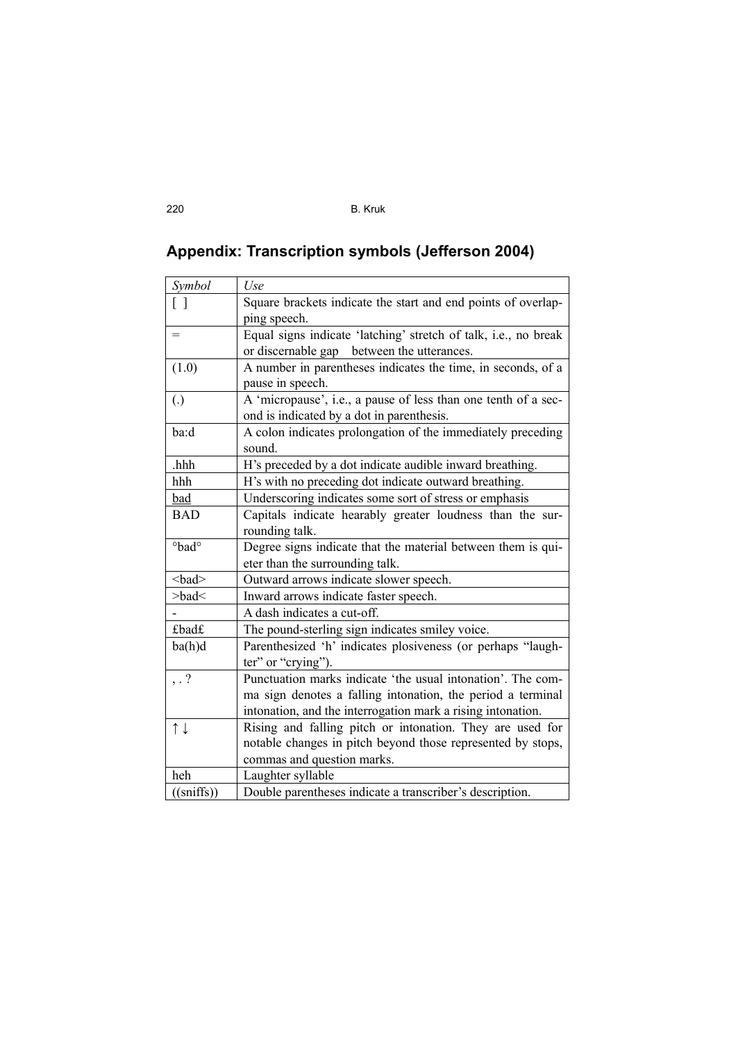## Appendix: Transcription symbols (Jefferson 2004)

| *Symbol* | *Use* |
|---|---|
| [ ] | Square brackets indicate the start and end points of overlapping speech. |
| = | Equal signs indicate 'latching' stretch of talk, i.e., no break or discernable gap between the utterances. |
| (1.0) | A number in parentheses indicates the time, in seconds, of a pause in speech. |
| (.) | A 'micropause', i.e., a pause of less than one tenth of a second is indicated by a dot in parenthesis. |
| ba:d | A colon indicates prolongation of the immediately preceding sound. |
| .hhh | H's preceded by a dot indicate audible inward breathing. |
| hhh | H's with no preceding dot indicate outward breathing. |
| <u>bad</u> | Underscoring indicates some sort of stress or emphasis |
| BAD | Capitals indicate hearably greater loudness than the surrounding talk. |
| °bad° | Degree signs indicate that the material between them is quieter than the surrounding talk. |
| <bad> | Outward arrows indicate slower speech. |
| >bad< | Inward arrows indicate faster speech. |
| - | A dash indicates a cut-off. |
| £bad£ | The pound-sterling sign indicates smiley voice. |
| ba(h)d | Parenthesized 'h' indicates plosiveness (or perhaps "laughter" or "crying"). |
| , . ? | Punctuation marks indicate 'the usual intonation'. The comma sign denotes a falling intonation, the period a terminal intonation, and the interrogation mark a rising intonation. |
| ↑ ↓ | Rising and falling pitch or intonation. They are used for notable changes in pitch beyond those represented by stops, commas and question marks. |
| heh | Laughter syllable |
| ((sniffs)) | Double parentheses indicate a transcriber's description. |